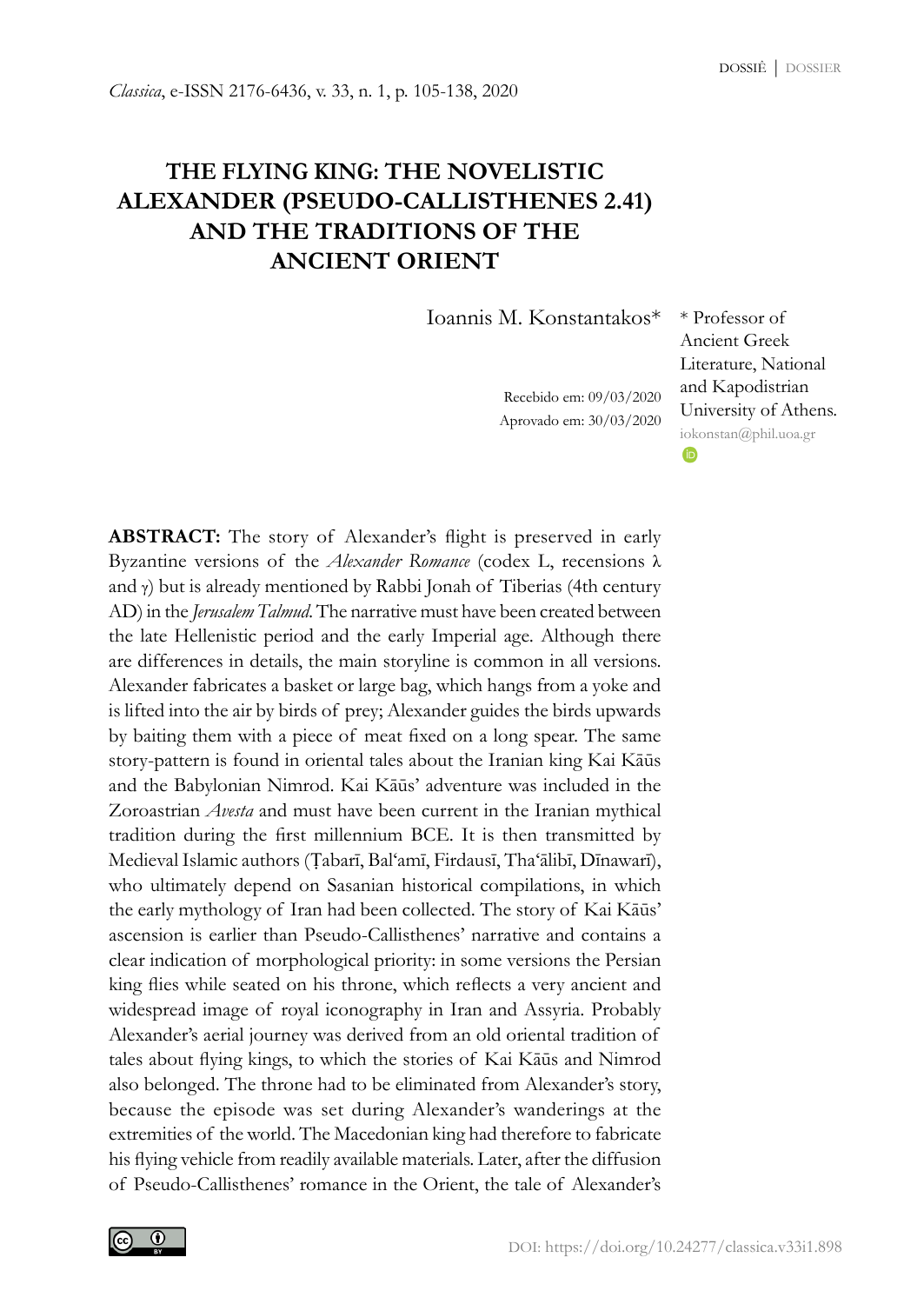# THE FLYING KING: THE NOVELISTIC ALEXANDER (PSEUDO-CALLISTHENES 2.41) AND THE TRADITIONS OF THE ANCIENT ORIENT

Ioannis M. Konstantakos*

\* Professor of Ancient Greek Literature, National and Kapodistrian University of Athens.
iokonstan@phil.uoa.gr

Recebido em: 09/03/2020
Aprovado em: 30/03/2020

**ABSTRACT:** The story of Alexander's flight is preserved in early Byzantine versions of the *Alexander Romance* (codex L, recensions λ and γ) but is already mentioned by Rabbi Jonah of Tiberias (4th century AD) in the *Jerusalem Talmud*. The narrative must have been created between the late Hellenistic period and the early Imperial age. Although there are differences in details, the main storyline is common in all versions. Alexander fabricates a basket or large bag, which hangs from a yoke and is lifted into the air by birds of prey; Alexander guides the birds upwards by baiting them with a piece of meat fixed on a long spear. The same story-pattern is found in oriental tales about the Iranian king Kai Kāūs and the Babylonian Nimrod. Kai Kāūs' adventure was included in the Zoroastrian *Avesta* and must have been current in the Iranian mythical tradition during the first millennium BCE. It is then transmitted by Medieval Islamic authors (Ṭabarī, Bal'amī, Firdausī, Tha'ālibī, Dīnawarī), who ultimately depend on Sasanian historical compilations, in which the early mythology of Iran had been collected. The story of Kai Kāūs' ascension is earlier than Pseudo-Callisthenes' narrative and contains a clear indication of morphological priority: in some versions the Persian king flies while seated on his throne, which reflects a very ancient and widespread image of royal iconography in Iran and Assyria. Probably Alexander's aerial journey was derived from an old oriental tradition of tales about flying kings, to which the stories of Kai Kāūs and Nimrod also belonged. The throne had to be eliminated from Alexander's story, because the episode was set during Alexander's wanderings at the extremities of the world. The Macedonian king had therefore to fabricate his flying vehicle from readily available materials. Later, after the diffusion of Pseudo-Callisthenes' romance in the Orient, the tale of Alexander's

DOI: https://doi.org/10.24277/classica.v33i1.898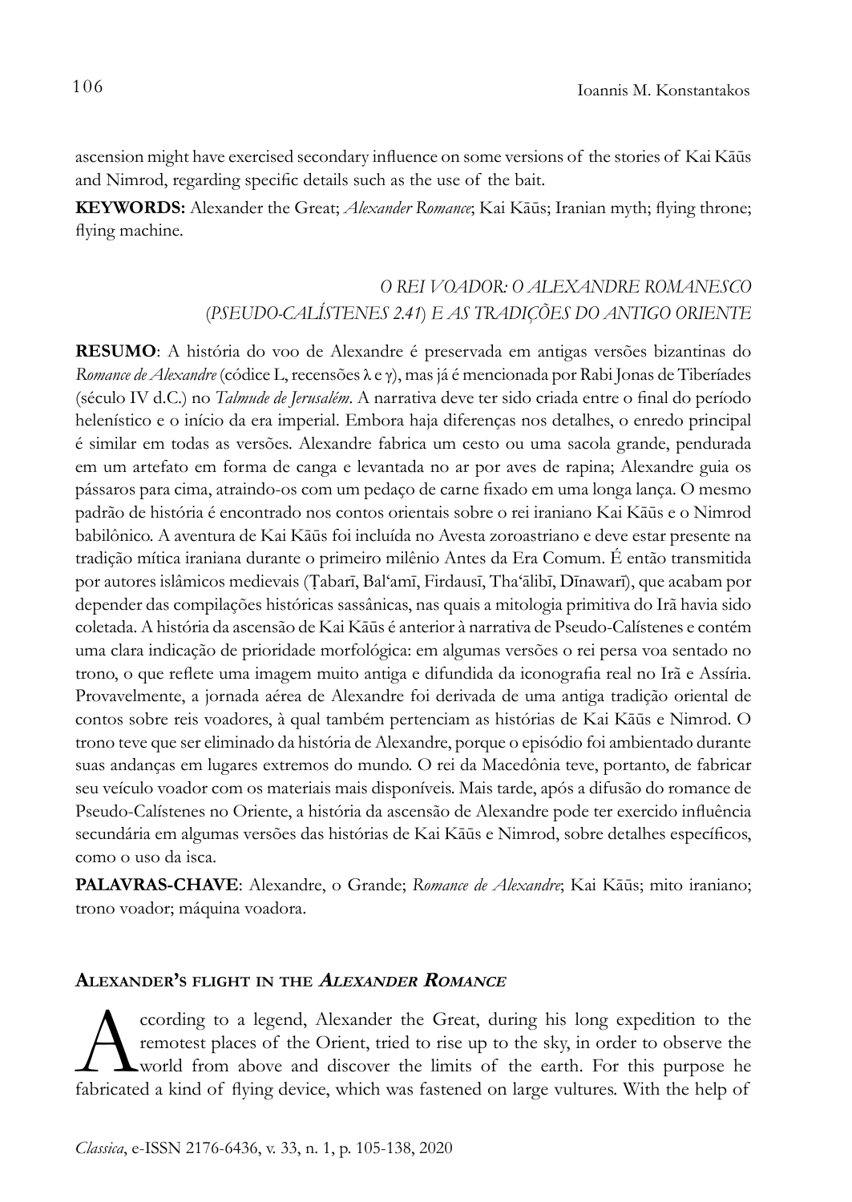ascension might have exercised secondary influence on some versions of the stories of Kai Kāūs and Nimrod, regarding specific details such as the use of the bait.

**KEYWORDS:** Alexander the Great; *Alexander Romance*; Kai Kāūs; Iranian myth; flying throne; flying machine.

*O REI VOADOR: O ALEXANDRE ROMANESCO (PSEUDO-CALÍSTENES 2.41) E AS TRADIÇÕES DO ANTIGO ORIENTE*

**RESUMO**: A história do voo de Alexandre é preservada em antigas versões bizantinas do *Romance de Alexandre* (códice L, recensões λ e γ), mas já é mencionada por Rabi Jonas de Tiberíades (século IV d.C.) no *Talmude de Jerusalém*. A narrativa deve ter sido criada entre o final do período helenístico e o início da era imperial. Embora haja diferenças nos detalhes, o enredo principal é similar em todas as versões. Alexandre fabrica um cesto ou uma sacola grande, pendurada em um artefato em forma de canga e levantada no ar por aves de rapina; Alexandre guia os pássaros para cima, atraindo-os com um pedaço de carne fixado em uma longa lança. O mesmo padrão de história é encontrado nos contos orientais sobre o rei iraniano Kai Kāūs e o Nimrod babilônico. A aventura de Kai Kāūs foi incluída no Avesta zoroastriano e deve estar presente na tradição mítica iraniana durante o primeiro milênio Antes da Era Comum. É então transmitida por autores islâmicos medievais (Ṭabarī, Bal'amī, Firdausī, Tha'ālibī, Dīnawarī), que acabam por depender das compilações históricas sassânicas, nas quais a mitologia primitiva do Irã havia sido coletada. A história da ascensão de Kai Kāūs é anterior à narrativa de Pseudo-Calístenes e contém uma clara indicação de prioridade morfológica: em algumas versões o rei persa voa sentado no trono, o que reflete uma imagem muito antiga e difundida da iconografia real no Irã e Assíria. Provavelmente, a jornada aérea de Alexandre foi derivada de uma antiga tradição oriental de contos sobre reis voadores, à qual também pertenciam as histórias de Kai Kāūs e Nimrod. O trono teve que ser eliminado da história de Alexandre, porque o episódio foi ambientado durante suas andanças em lugares extremos do mundo. O rei da Macedônia teve, portanto, de fabricar seu veículo voador com os materiais mais disponíveis. Mais tarde, após a difusão do romance de Pseudo-Calístenes no Oriente, a história da ascensão de Alexandre pode ter exercido influência secundária em algumas versões das histórias de Kai Kāūs e Nimrod, sobre detalhes específicos, como o uso da isca.

**PALAVRAS-CHAVE**: Alexandre, o Grande; *Romance de Alexandre*; Kai Kāūs; mito iraniano; trono voador; máquina voadora.

## Alexander's flight in the *Alexander Romance*

According to a legend, Alexander the Great, during his long expedition to the remotest places of the Orient, tried to rise up to the sky, in order to observe the world from above and discover the limits of the earth. For this purpose he fabricated a kind of flying device, which was fastened on large vultures. With the help of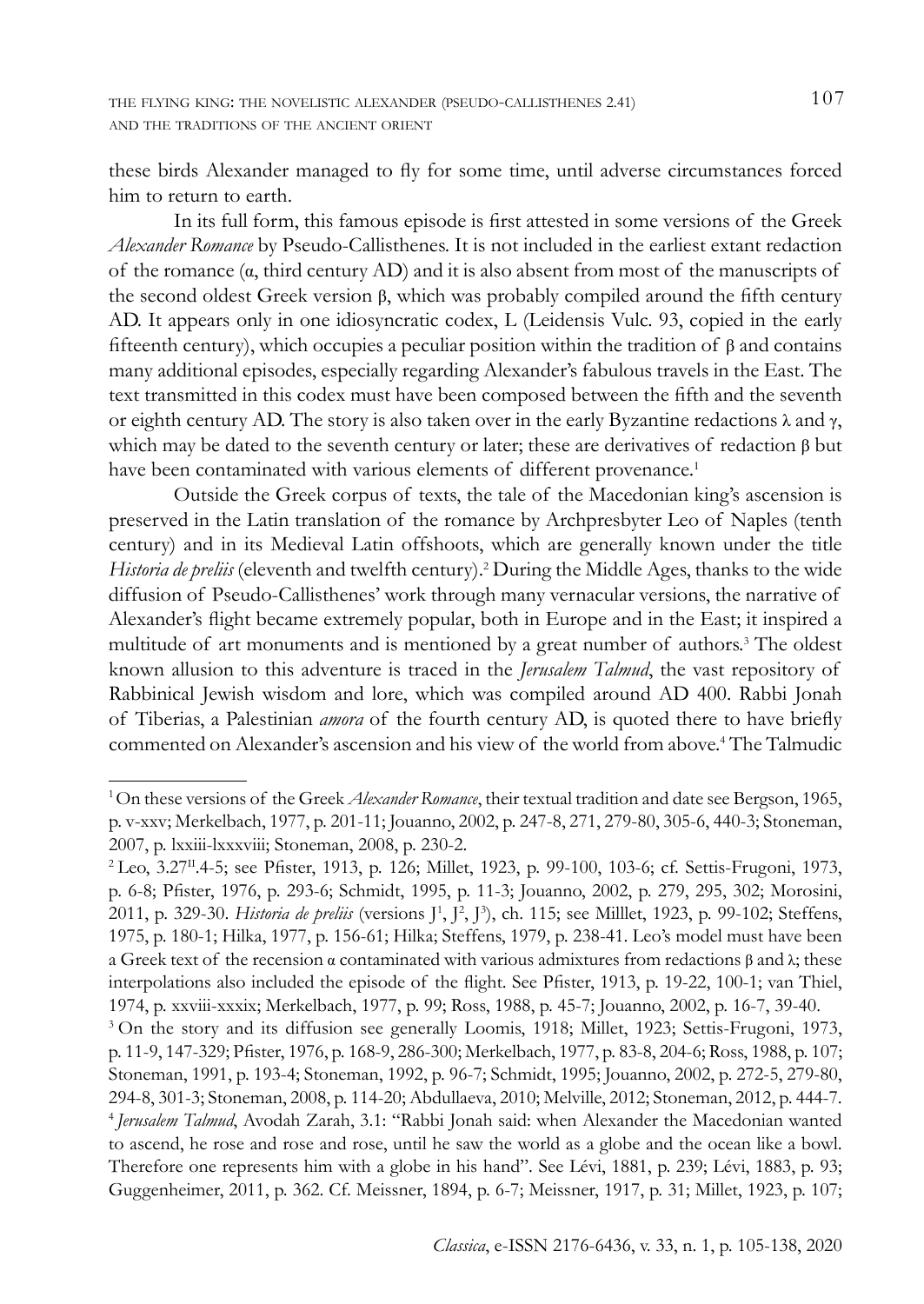these birds Alexander managed to fly for some time, until adverse circumstances forced him to return to earth.

In its full form, this famous episode is first attested in some versions of the Greek *Alexander Romance* by Pseudo-Callisthenes. It is not included in the earliest extant redaction of the romance (α, third century AD) and it is also absent from most of the manuscripts of the second oldest Greek version β, which was probably compiled around the fifth century AD. It appears only in one idiosyncratic codex, L (Leidensis Vulc. 93, copied in the early fifteenth century), which occupies a peculiar position within the tradition of β and contains many additional episodes, especially regarding Alexander's fabulous travels in the East. The text transmitted in this codex must have been composed between the fifth and the seventh or eighth century AD. The story is also taken over in the early Byzantine redactions λ and γ, which may be dated to the seventh century or later; these are derivatives of redaction β but have been contaminated with various elements of different provenance.[1]

Outside the Greek corpus of texts, the tale of the Macedonian king's ascension is preserved in the Latin translation of the romance by Archpresbyter Leo of Naples (tenth century) and in its Medieval Latin offshoots, which are generally known under the title *Historia de preliis* (eleventh and twelfth century).[2] During the Middle Ages, thanks to the wide diffusion of Pseudo-Callisthenes' work through many vernacular versions, the narrative of Alexander's flight became extremely popular, both in Europe and in the East; it inspired a multitude of art monuments and is mentioned by a great number of authors.[3] The oldest known allusion to this adventure is traced in the *Jerusalem Talmud*, the vast repository of Rabbinical Jewish wisdom and lore, which was compiled around AD 400. Rabbi Jonah of Tiberias, a Palestinian *amora* of the fourth century AD, is quoted there to have briefly commented on Alexander's ascension and his view of the world from above.[4] The Talmudic

---

[1] On these versions of the Greek *Alexander Romance*, their textual tradition and date see Bergson, 1965, p. v-xxv; Merkelbach, 1977, p. 201-11; Jouanno, 2002, p. 247-8, 271, 279-80, 305-6, 440-3; Stoneman, 2007, p. lxxiii-lxxxviii; Stoneman, 2008, p. 230-2.

[2] Leo, 3.27[II].4-5; see Pfister, 1913, p. 126; Millet, 1923, p. 99-100, 103-6; cf. Settis-Frugoni, 1973, p. 6-8; Pfister, 1976, p. 293-6; Schmidt, 1995, p. 11-3; Jouanno, 2002, p. 279, 295, 302; Morosini, 2011, p. 329-30. *Historia de preliis* (versions J[1], J[2], J[3]), ch. 115; see Milllet, 1923, p. 99-102; Steffens, 1975, p. 180-1; Hilka, 1977, p. 156-61; Hilka; Steffens, 1979, p. 238-41. Leo's model must have been a Greek text of the recension α contaminated with various admixtures from redactions β and λ; these interpolations also included the episode of the flight. See Pfister, 1913, p. 19-22, 100-1; van Thiel, 1974, p. xxviii-xxxix; Merkelbach, 1977, p. 99; Ross, 1988, p. 45-7; Jouanno, 2002, p. 16-7, 39-40.

[3] On the story and its diffusion see generally Loomis, 1918; Millet, 1923; Settis-Frugoni, 1973, p. 11-9, 147-329; Pfister, 1976, p. 168-9, 286-300; Merkelbach, 1977, p. 83-8, 204-6; Ross, 1988, p. 107; Stoneman, 1991, p. 193-4; Stoneman, 1992, p. 96-7; Schmidt, 1995; Jouanno, 2002, p. 272-5, 279-80, 294-8, 301-3; Stoneman, 2008, p. 114-20; Abdullaeva, 2010; Melville, 2012; Stoneman, 2012, p. 444-7.

[4] *Jerusalem Talmud*, Avodah Zarah, 3.1: "Rabbi Jonah said: when Alexander the Macedonian wanted to ascend, he rose and rose and rose, until he saw the world as a globe and the ocean like a bowl. Therefore one represents him with a globe in his hand". See Lévi, 1881, p. 239; Lévi, 1883, p. 93; Guggenheimer, 2011, p. 362. Cf. Meissner, 1894, p. 6-7; Meissner, 1917, p. 31; Millet, 1923, p. 107;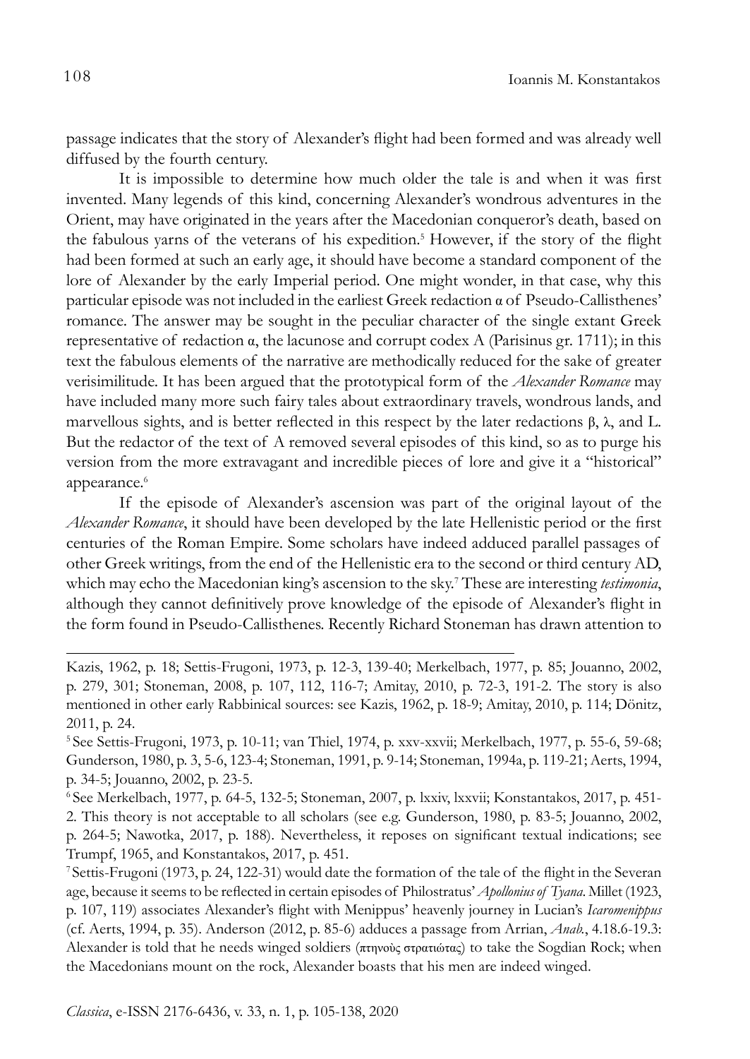passage indicates that the story of Alexander's flight had been formed and was already well diffused by the fourth century.

It is impossible to determine how much older the tale is and when it was first invented. Many legends of this kind, concerning Alexander's wondrous adventures in the Orient, may have originated in the years after the Macedonian conqueror's death, based on the fabulous yarns of the veterans of his expedition.[5] However, if the story of the flight had been formed at such an early age, it should have become a standard component of the lore of Alexander by the early Imperial period. One might wonder, in that case, why this particular episode was not included in the earliest Greek redaction α of Pseudo-Callisthenes' romance. The answer may be sought in the peculiar character of the single extant Greek representative of redaction α, the lacunose and corrupt codex A (Parisinus gr. 1711); in this text the fabulous elements of the narrative are methodically reduced for the sake of greater verisimilitude. It has been argued that the prototypical form of the *Alexander Romance* may have included many more such fairy tales about extraordinary travels, wondrous lands, and marvellous sights, and is better reflected in this respect by the later redactions β, λ, and L. But the redactor of the text of A removed several episodes of this kind, so as to purge his version from the more extravagant and incredible pieces of lore and give it a "historical" appearance.[6]

If the episode of Alexander's ascension was part of the original layout of the *Alexander Romance*, it should have been developed by the late Hellenistic period or the first centuries of the Roman Empire. Some scholars have indeed adduced parallel passages of other Greek writings, from the end of the Hellenistic era to the second or third century AD, which may echo the Macedonian king's ascension to the sky.[7] These are interesting *testimonia*, although they cannot definitively prove knowledge of the episode of Alexander's flight in the form found in Pseudo-Callisthenes. Recently Richard Stoneman has drawn attention to

---

Kazis, 1962, p. 18; Settis-Frugoni, 1973, p. 12-3, 139-40; Merkelbach, 1977, p. 85; Jouanno, 2002, p. 279, 301; Stoneman, 2008, p. 107, 112, 116-7; Amitay, 2010, p. 72-3, 191-2. The story is also mentioned in other early Rabbinical sources: see Kazis, 1962, p. 18-9; Amitay, 2010, p. 114; Dönitz, 2011, p. 24.

[5] See Settis-Frugoni, 1973, p. 10-11; van Thiel, 1974, p. xxv-xxvii; Merkelbach, 1977, p. 55-6, 59-68; Gunderson, 1980, p. 3, 5-6, 123-4; Stoneman, 1991, p. 9-14; Stoneman, 1994a, p. 119-21; Aerts, 1994, p. 34-5; Jouanno, 2002, p. 23-5.

[6] See Merkelbach, 1977, p. 64-5, 132-5; Stoneman, 2007, p. lxxiv, lxxvii; Konstantakos, 2017, p. 451-2. This theory is not acceptable to all scholars (see e.g. Gunderson, 1980, p. 83-5; Jouanno, 2002, p. 264-5; Nawotka, 2017, p. 188). Nevertheless, it reposes on significant textual indications; see Trumpf, 1965, and Konstantakos, 2017, p. 451.

[7] Settis-Frugoni (1973, p. 24, 122-31) would date the formation of the tale of the flight in the Severan age, because it seems to be reflected in certain episodes of Philostratus' *Apollonius of Tyana*. Millet (1923, p. 107, 119) associates Alexander's flight with Menippus' heavenly journey in Lucian's *Icaromenippus* (cf. Aerts, 1994, p. 35). Anderson (2012, p. 85-6) adduces a passage from Arrian, *Anab.*, 4.18.6-19.3: Alexander is told that he needs winged soldiers (πτηνοὺς στρατιώτας) to take the Sogdian Rock; when the Macedonians mount on the rock, Alexander boasts that his men are indeed winged.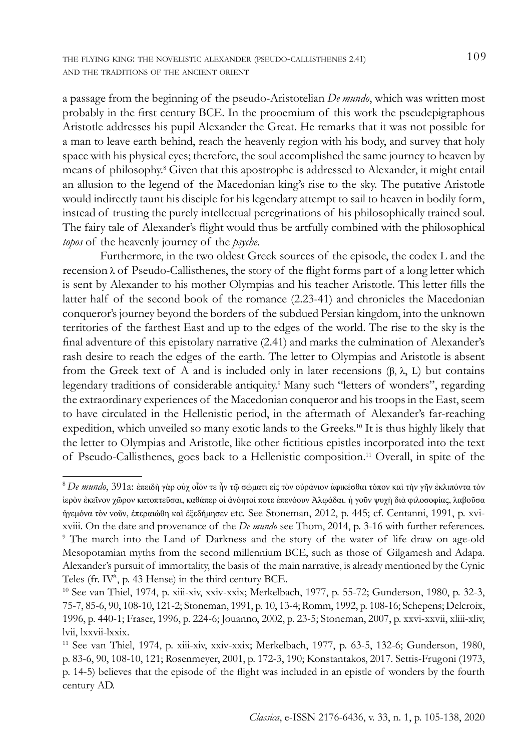a passage from the beginning of the pseudo-Aristotelian *De mundo*, which was written most probably in the first century BCE. In the prooemium of this work the pseudepigraphous Aristotle addresses his pupil Alexander the Great. He remarks that it was not possible for a man to leave earth behind, reach the heavenly region with his body, and survey that holy space with his physical eyes; therefore, the soul accomplished the same journey to heaven by means of philosophy.[8] Given that this apostrophe is addressed to Alexander, it might entail an allusion to the legend of the Macedonian king's rise to the sky. The putative Aristotle would indirectly taunt his disciple for his legendary attempt to sail to heaven in bodily form, instead of trusting the purely intellectual peregrinations of his philosophically trained soul. The fairy tale of Alexander's flight would thus be artfully combined with the philosophical *topos* of the heavenly journey of the *psyche*.

Furthermore, in the two oldest Greek sources of the episode, the codex L and the recension λ of Pseudo-Callisthenes, the story of the flight forms part of a long letter which is sent by Alexander to his mother Olympias and his teacher Aristotle. This letter fills the latter half of the second book of the romance (2.23-41) and chronicles the Macedonian conqueror's journey beyond the borders of the subdued Persian kingdom, into the unknown territories of the farthest East and up to the edges of the world. The rise to the sky is the final adventure of this epistolary narrative (2.41) and marks the culmination of Alexander's rash desire to reach the edges of the earth. The letter to Olympias and Aristotle is absent from the Greek text of A and is included only in later recensions (β, λ, L) but contains legendary traditions of considerable antiquity.[9] Many such "letters of wonders", regarding the extraordinary experiences of the Macedonian conqueror and his troops in the East, seem to have circulated in the Hellenistic period, in the aftermath of Alexander's far-reaching expedition, which unveiled so many exotic lands to the Greeks.[10] It is thus highly likely that the letter to Olympias and Aristotle, like other fictitious epistles incorporated into the text of Pseudo-Callisthenes, goes back to a Hellenistic composition.[11] Overall, in spite of the

---

[8] *De mundo*, 391a: ἐπειδὴ γὰρ οὐχ οἷόν τε ἦν τῷ σώματι εἰς τὸν οὐράνιον ἀφικέσθαι τόπον καὶ τὴν γῆν ἐκλιπόντα τὸν ἱερὸν ἐκεῖνον χῶρον κατοπτεῦσαι, καθάπερ οἱ ἀνόητοί ποτε ἐπενόουν Ἀλῳάδαι. ἡ γοῦν ψυχὴ διὰ φιλοσοφίας, λαβοῦσα ἡγεμόνα τὸν νοῦν, ἐπεραιώθη καὶ ἐξεδήμησεν etc. See Stoneman, 2012, p. 445; cf. Centanni, 1991, p. xvi-xviii. On the date and provenance of the *De mundo* see Thom, 2014, p. 3-16 with further references.

[9] The march into the Land of Darkness and the story of the water of life draw on age-old Mesopotamian myths from the second millennium BCE, such as those of Gilgamesh and Adapa. Alexander's pursuit of immortality, the basis of the main narrative, is already mentioned by the Cynic Teles (fr. IV[A], p. 43 Hense) in the third century BCE.

[10] See van Thiel, 1974, p. xiii-xiv, xxiv-xxix; Merkelbach, 1977, p. 55-72; Gunderson, 1980, p. 32-3, 75-7, 85-6, 90, 108-10, 121-2; Stoneman, 1991, p. 10, 13-4; Romm, 1992, p. 108-16; Schepens; Delcroix, 1996, p. 440-1; Fraser, 1996, p. 224-6; Jouanno, 2002, p. 23-5; Stoneman, 2007, p. xxvi-xxvii, xliii-xliv, lvii, lxxvii-lxxix.

[11] See van Thiel, 1974, p. xiii-xiv, xxiv-xxix; Merkelbach, 1977, p. 63-5, 132-6; Gunderson, 1980, p. 83-6, 90, 108-10, 121; Rosenmeyer, 2001, p. 172-3, 190; Konstantakos, 2017. Settis-Frugoni (1973, p. 14-5) believes that the episode of the flight was included in an epistle of wonders by the fourth century AD.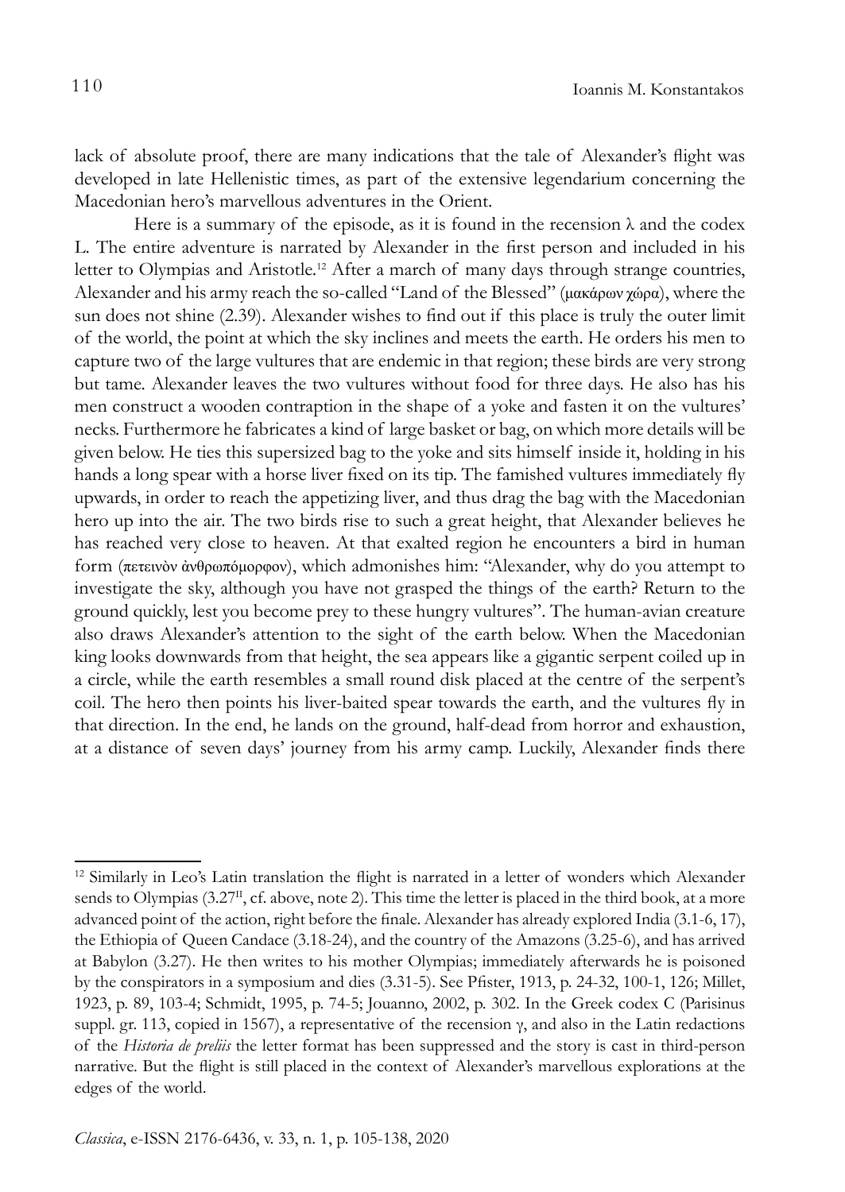lack of absolute proof, there are many indications that the tale of Alexander's flight was developed in late Hellenistic times, as part of the extensive legendarium concerning the Macedonian hero's marvellous adventures in the Orient.

Here is a summary of the episode, as it is found in the recension λ and the codex L. The entire adventure is narrated by Alexander in the first person and included in his letter to Olympias and Aristotle.[12] After a march of many days through strange countries, Alexander and his army reach the so-called "Land of the Blessed" (μακάρων χώρα), where the sun does not shine (2.39). Alexander wishes to find out if this place is truly the outer limit of the world, the point at which the sky inclines and meets the earth. He orders his men to capture two of the large vultures that are endemic in that region; these birds are very strong but tame. Alexander leaves the two vultures without food for three days. He also has his men construct a wooden contraption in the shape of a yoke and fasten it on the vultures' necks. Furthermore he fabricates a kind of large basket or bag, on which more details will be given below. He ties this supersized bag to the yoke and sits himself inside it, holding in his hands a long spear with a horse liver fixed on its tip. The famished vultures immediately fly upwards, in order to reach the appetizing liver, and thus drag the bag with the Macedonian hero up into the air. The two birds rise to such a great height, that Alexander believes he has reached very close to heaven. At that exalted region he encounters a bird in human form (πετεινὸν ἀνθρωπόμορφον), which admonishes him: "Alexander, why do you attempt to investigate the sky, although you have not grasped the things of the earth? Return to the ground quickly, lest you become prey to these hungry vultures". The human-avian creature also draws Alexander's attention to the sight of the earth below. When the Macedonian king looks downwards from that height, the sea appears like a gigantic serpent coiled up in a circle, while the earth resembles a small round disk placed at the centre of the serpent's coil. The hero then points his liver-baited spear towards the earth, and the vultures fly in that direction. In the end, he lands on the ground, half-dead from horror and exhaustion, at a distance of seven days' journey from his army camp. Luckily, Alexander finds there

---

[12] Similarly in Leo's Latin translation the flight is narrated in a letter of wonders which Alexander sends to Olympias (3.27[II], cf. above, note 2). This time the letter is placed in the third book, at a more advanced point of the action, right before the finale. Alexander has already explored India (3.1-6, 17), the Ethiopia of Queen Candace (3.18-24), and the country of the Amazons (3.25-6), and has arrived at Babylon (3.27). He then writes to his mother Olympias; immediately afterwards he is poisoned by the conspirators in a symposium and dies (3.31-5). See Pfister, 1913, p. 24-32, 100-1, 126; Millet, 1923, p. 89, 103-4; Schmidt, 1995, p. 74-5; Jouanno, 2002, p. 302. In the Greek codex C (Parisinus suppl. gr. 113, copied in 1567), a representative of the recension γ, and also in the Latin redactions of the *Historia de preliis* the letter format has been suppressed and the story is cast in third-person narrative. But the flight is still placed in the context of Alexander's marvellous explorations at the edges of the world.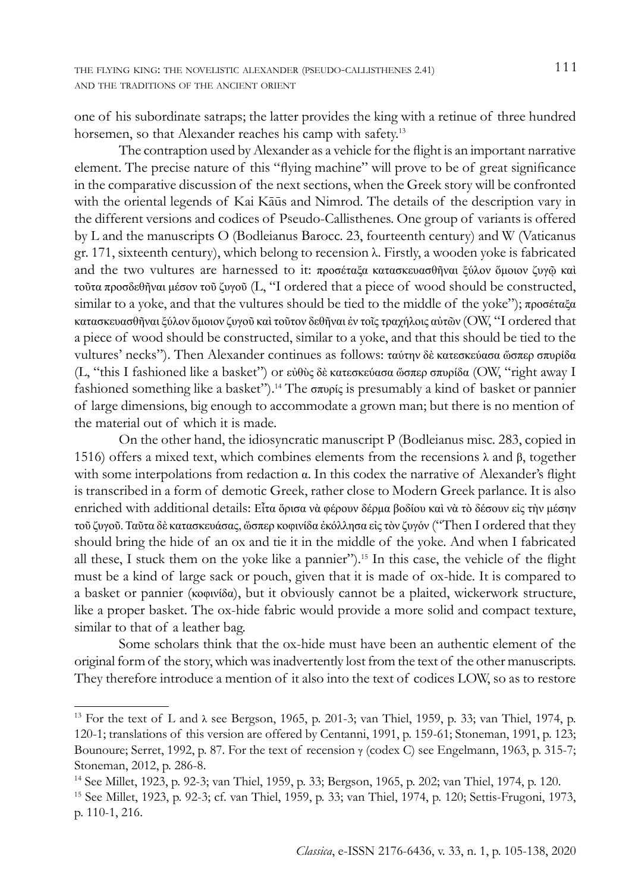one of his subordinate satraps; the latter provides the king with a retinue of three hundred horsemen, so that Alexander reaches his camp with safety.[13]

The contraption used by Alexander as a vehicle for the flight is an important narrative element. The precise nature of this "flying machine" will prove to be of great significance in the comparative discussion of the next sections, when the Greek story will be confronted with the oriental legends of Kai Kāūs and Nimrod. The details of the description vary in the different versions and codices of Pseudo-Callisthenes. One group of variants is offered by L and the manuscripts O (Bodleianus Barocc. 23, fourteenth century) and W (Vaticanus gr. 171, sixteenth century), which belong to recension λ. Firstly, a wooden yoke is fabricated and the two vultures are harnessed to it: προσέταξα κατασκευασθῆναι ξύλον ὅμοιον ζυγῷ καὶ τοῦτα προσδεθῆναι μέσον τοῦ ζυγοῦ (L, "I ordered that a piece of wood should be constructed, similar to a yoke, and that the vultures should be tied to the middle of the yoke"); προσέταξα κατασκευασθῆναι ξύλον ὅμοιον ζυγοῦ καὶ τοῦτον δεθῆναι ἐν τοῖς τραχήλοις αὐτῶν (OW, "I ordered that a piece of wood should be constructed, similar to a yoke, and that this should be tied to the vultures' necks"). Then Alexander continues as follows: ταύτην δὲ κατεσκεύασα ὥσπερ σπυρίδα (L, "this I fashioned like a basket") or εὐθὺς δὲ κατεσκεύασα ὥσπερ σπυρίδα (OW, "right away I fashioned something like a basket").[14] The σπυρίς is presumably a kind of basket or pannier of large dimensions, big enough to accommodate a grown man; but there is no mention of the material out of which it is made.

On the other hand, the idiosyncratic manuscript P (Bodleianus misc. 283, copied in 1516) offers a mixed text, which combines elements from the recensions λ and β, together with some interpolations from redaction α. In this codex the narrative of Alexander's flight is transcribed in a form of demotic Greek, rather close to Modern Greek parlance. It is also enriched with additional details: Εἶτα ὅρισα νὰ φέρουν δέρμα βοδίου καὶ νὰ τὸ δέσουν εἰς τὴν μέσην τοῦ ζυγοῦ. Ταῦτα δὲ κατασκευάσας, ὥσπερ κοφινίδα ἐκόλλησα εἰς τὸν ζυγόν ("Then I ordered that they should bring the hide of an ox and tie it in the middle of the yoke. And when I fabricated all these, I stuck them on the yoke like a pannier").[15] In this case, the vehicle of the flight must be a kind of large sack or pouch, given that it is made of ox-hide. It is compared to a basket or pannier (κοφινίδα), but it obviously cannot be a plaited, wickerwork structure, like a proper basket. The ox-hide fabric would provide a more solid and compact texture, similar to that of a leather bag.

Some scholars think that the ox-hide must have been an authentic element of the original form of the story, which was inadvertently lost from the text of the other manuscripts. They therefore introduce a mention of it also into the text of codices LOW, so as to restore

---

[13] For the text of L and λ see Bergson, 1965, p. 201-3; van Thiel, 1959, p. 33; van Thiel, 1974, p. 120-1; translations of this version are offered by Centanni, 1991, p. 159-61; Stoneman, 1991, p. 123; Bounoure; Serret, 1992, p. 87. For the text of recension γ (codex C) see Engelmann, 1963, p. 315-7; Stoneman, 2012, p. 286-8.

[14] See Millet, 1923, p. 92-3; van Thiel, 1959, p. 33; Bergson, 1965, p. 202; van Thiel, 1974, p. 120.

[15] See Millet, 1923, p. 92-3; cf. van Thiel, 1959, p. 33; van Thiel, 1974, p. 120; Settis-Frugoni, 1973, p. 110-1, 216.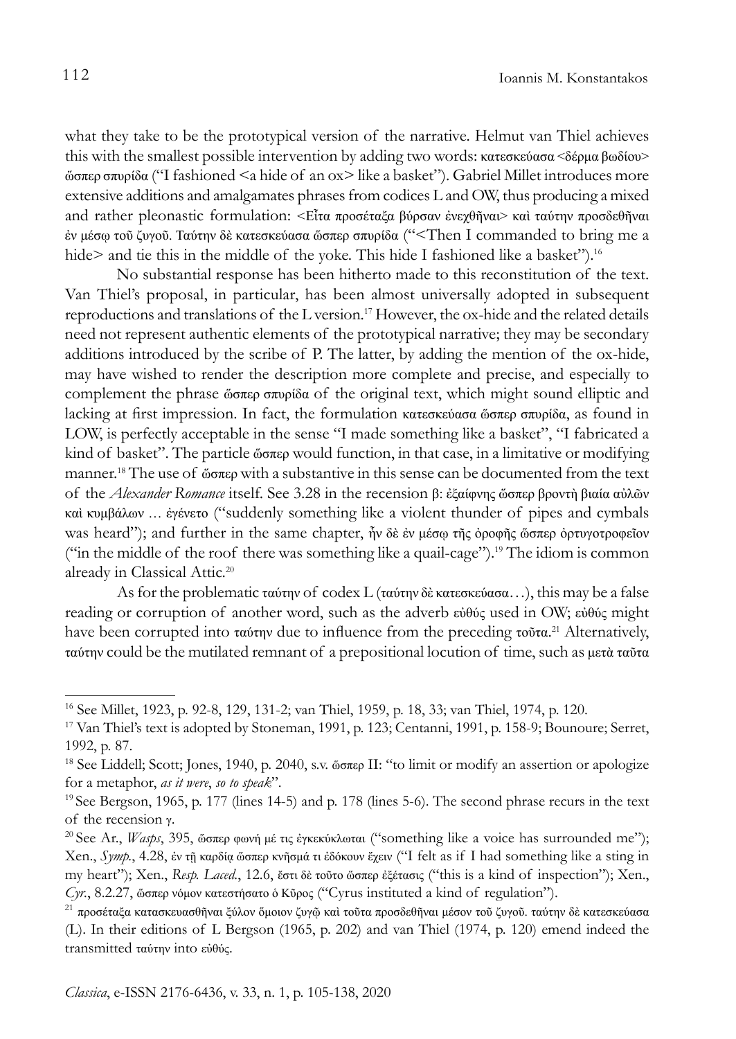what they take to be the prototypical version of the narrative. Helmut van Thiel achieves this with the smallest possible intervention by adding two words: κατεσκεύασα <δέρμα βωδίου> ὥσπερ σπυρίδα ("I fashioned <a hide of an ox> like a basket"). Gabriel Millet introduces more extensive additions and amalgamates phrases from codices L and OW, thus producing a mixed and rather pleonastic formulation: <Εἶτα προσέταξα βύρσαν ἐνεχθῆναι> καὶ ταύτην προσδεθῆναι ἐν μέσῳ τοῦ ζυγοῦ. Ταύτην δὲ κατεσκεύασα ὥσπερ σπυρίδα ("<Then I commanded to bring me a hide> and tie this in the middle of the yoke. This hide I fashioned like a basket").[16]

No substantial response has been hitherto made to this reconstitution of the text. Van Thiel's proposal, in particular, has been almost universally adopted in subsequent reproductions and translations of the L version.[17] However, the ox-hide and the related details need not represent authentic elements of the prototypical narrative; they may be secondary additions introduced by the scribe of P. The latter, by adding the mention of the ox-hide, may have wished to render the description more complete and precise, and especially to complement the phrase ὥσπερ σπυρίδα of the original text, which might sound elliptic and lacking at first impression. In fact, the formulation κατεσκεύασα ὥσπερ σπυρίδα, as found in LOW, is perfectly acceptable in the sense "I made something like a basket", "I fabricated a kind of basket". The particle ὥσπερ would function, in that case, in a limitative or modifying manner.[18] The use of ὥσπερ with a substantive in this sense can be documented from the text of the *Alexander Romance* itself. See 3.28 in the recension β: ἐξαίφνης ὥσπερ βροντὴ βιαία αὐλῶν καὶ κυμβάλων … ἐγένετο ("suddenly something like a violent thunder of pipes and cymbals was heard"); and further in the same chapter, ἦν δὲ ἐν μέσῳ τῆς ὀροφῆς ὥσπερ ὀρτυγοτροφεῖον ("in the middle of the roof there was something like a quail-cage").[19] The idiom is common already in Classical Attic.[20]

As for the problematic ταύτην of codex L (ταύτην δὲ κατεσκεύασα…), this may be a false reading or corruption of another word, such as the adverb εὐθύς used in OW; εὐθύς might have been corrupted into ταύτην due to influence from the preceding τοῦτα.[21] Alternatively, ταύτην could be the mutilated remnant of a prepositional locution of time, such as μετὰ ταῦτα

---

[16] See Millet, 1923, p. 92-8, 129, 131-2; van Thiel, 1959, p. 18, 33; van Thiel, 1974, p. 120.

[17] Van Thiel's text is adopted by Stoneman, 1991, p. 123; Centanni, 1991, p. 158-9; Bounoure; Serret, 1992, p. 87.

[18] See Liddell; Scott; Jones, 1940, p. 2040, s.v. ὥσπερ II: "to limit or modify an assertion or apologize for a metaphor, *as it were*, *so to speak*".

[19] See Bergson, 1965, p. 177 (lines 14-5) and p. 178 (lines 5-6). The second phrase recurs in the text of the recension γ.

[20] See Ar., *Wasps*, 395, ὥσπερ φωνή μέ τις ἐγκεκύκλωται ("something like a voice has surrounded me"); Xen., *Symp.*, 4.28, ἐν τῇ καρδίᾳ ὥσπερ κνῆσμά τι ἐδόκουν ἔχειν ("I felt as if I had something like a sting in my heart"); Xen., *Resp. Laced.*, 12.6, ἔστι δὲ τοῦτο ὥσπερ ἐξέτασις ("this is a kind of inspection"); Xen., *Cyr.*, 8.2.27, ὥσπερ νόμον κατεστήσατο ὁ Κῦρος ("Cyrus instituted a kind of regulation").

[21] προσέταξα κατασκευασθῆναι ξύλον ὅμοιον ζυγῷ καὶ τοῦτα προσδεθῆναι μέσον τοῦ ζυγοῦ. ταύτην δὲ κατεσκεύασα (L). In their editions of L Bergson (1965, p. 202) and van Thiel (1974, p. 120) emend indeed the transmitted ταύτην into εὐθύς.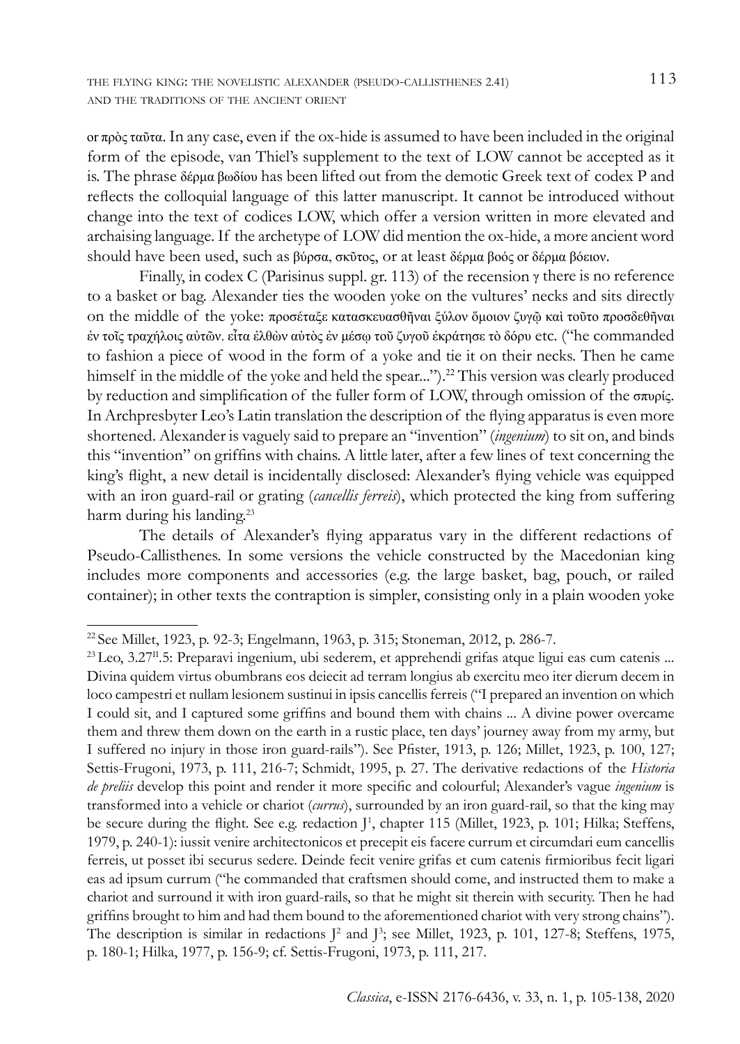or πρὸς ταῦτα. In any case, even if the ox-hide is assumed to have been included in the original form of the episode, van Thiel's supplement to the text of LOW cannot be accepted as it is. The phrase δέρμα βωδίου has been lifted out from the demotic Greek text of codex P and reflects the colloquial language of this latter manuscript. It cannot be introduced without change into the text of codices LOW, which offer a version written in more elevated and archaising language. If the archetype of LOW did mention the ox-hide, a more ancient word should have been used, such as βύρσα, σκῦτος, or at least δέρμα βοός or δέρμα βόειον.

Finally, in codex C (Parisinus suppl. gr. 113) of the recension γ there is no reference to a basket or bag. Alexander ties the wooden yoke on the vultures' necks and sits directly on the middle of the yoke: προσέταξε κατασκευασθῆναι ξύλον ὅμοιον ζυγῷ καὶ τοῦτο προσδεθῆναι ἐν τοῖς τραχήλοις αὐτῶν. εἶτα ἐλθὼν αὐτὸς ἐν μέσῳ τοῦ ζυγοῦ ἐκράτησε τὸ δόρυ etc. ("he commanded to fashion a piece of wood in the form of a yoke and tie it on their necks. Then he came himself in the middle of the yoke and held the spear...").[22] This version was clearly produced by reduction and simplification of the fuller form of LOW, through omission of the σπυρίς. In Archpresbyter Leo's Latin translation the description of the flying apparatus is even more shortened. Alexander is vaguely said to prepare an "invention" (*ingenium*) to sit on, and binds this "invention" on griffins with chains. A little later, after a few lines of text concerning the king's flight, a new detail is incidentally disclosed: Alexander's flying vehicle was equipped with an iron guard-rail or grating (*cancellis ferreis*), which protected the king from suffering harm during his landing.[23]

The details of Alexander's flying apparatus vary in the different redactions of Pseudo-Callisthenes. In some versions the vehicle constructed by the Macedonian king includes more components and accessories (e.g. the large basket, bag, pouch, or railed container); in other texts the contraption is simpler, consisting only in a plain wooden yoke

---

[22] See Millet, 1923, p. 92-3; Engelmann, 1963, p. 315; Stoneman, 2012, p. 286-7.

[23] Leo, 3.27II.5: Preparavi ingenium, ubi sederem, et apprehendi grifas atque ligui eas cum catenis ... Divina quidem virtus obumbrans eos deiecit ad terram longius ab exercitu meo iter dierum decem in loco campestri et nullam lesionem sustinui in ipsis cancellis ferreis ("I prepared an invention on which I could sit, and I captured some griffins and bound them with chains ... A divine power overcame them and threw them down on the earth in a rustic place, ten days' journey away from my army, but I suffered no injury in those iron guard-rails"). See Pfister, 1913, p. 126; Millet, 1923, p. 100, 127; Settis-Frugoni, 1973, p. 111, 216-7; Schmidt, 1995, p. 27. The derivative redactions of the *Historia de preliis* develop this point and render it more specific and colourful; Alexander's vague *ingenium* is transformed into a vehicle or chariot (*currus*), surrounded by an iron guard-rail, so that the king may be secure during the flight. See e.g. redaction J1, chapter 115 (Millet, 1923, p. 101; Hilka; Steffens, 1979, p. 240-1): iussit venire architectonicos et precepit eis facere currum et circumdari eum cancellis ferreis, ut posset ibi securus sedere. Deinde fecit venire grifas et cum catenis firmioribus fecit ligari eas ad ipsum currum ("he commanded that craftsmen should come, and instructed them to make a chariot and surround it with iron guard-rails, so that he might sit therein with security. Then he had griffins brought to him and had them bound to the aforementioned chariot with very strong chains"). The description is similar in redactions J2 and J3; see Millet, 1923, p. 101, 127-8; Steffens, 1975, p. 180-1; Hilka, 1977, p. 156-9; cf. Settis-Frugoni, 1973, p. 111, 217.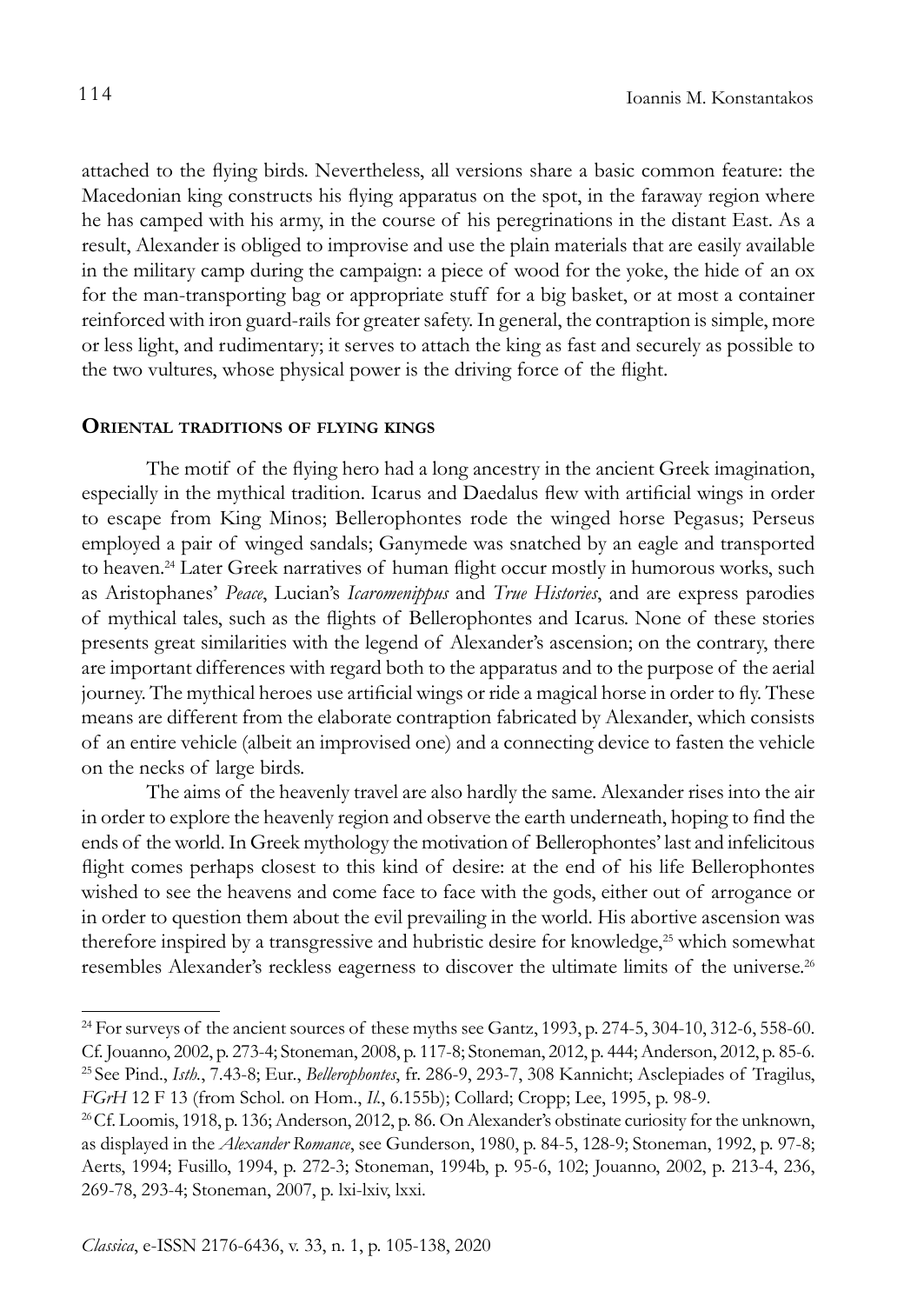attached to the flying birds. Nevertheless, all versions share a basic common feature: the Macedonian king constructs his flying apparatus on the spot, in the faraway region where he has camped with his army, in the course of his peregrinations in the distant East. As a result, Alexander is obliged to improvise and use the plain materials that are easily available in the military camp during the campaign: a piece of wood for the yoke, the hide of an ox for the man-transporting bag or appropriate stuff for a big basket, or at most a container reinforced with iron guard-rails for greater safety. In general, the contraption is simple, more or less light, and rudimentary; it serves to attach the king as fast and securely as possible to the two vultures, whose physical power is the driving force of the flight.

## Oriental traditions of flying kings

The motif of the flying hero had a long ancestry in the ancient Greek imagination, especially in the mythical tradition. Icarus and Daedalus flew with artificial wings in order to escape from King Minos; Bellerophontes rode the winged horse Pegasus; Perseus employed a pair of winged sandals; Ganymede was snatched by an eagle and transported to heaven.[24] Later Greek narratives of human flight occur mostly in humorous works, such as Aristophanes' *Peace*, Lucian's *Icaromenippus* and *True Histories*, and are express parodies of mythical tales, such as the flights of Bellerophontes and Icarus. None of these stories presents great similarities with the legend of Alexander's ascension; on the contrary, there are important differences with regard both to the apparatus and to the purpose of the aerial journey. The mythical heroes use artificial wings or ride a magical horse in order to fly. These means are different from the elaborate contraption fabricated by Alexander, which consists of an entire vehicle (albeit an improvised one) and a connecting device to fasten the vehicle on the necks of large birds.

The aims of the heavenly travel are also hardly the same. Alexander rises into the air in order to explore the heavenly region and observe the earth underneath, hoping to find the ends of the world. In Greek mythology the motivation of Bellerophontes' last and infelicitous flight comes perhaps closest to this kind of desire: at the end of his life Bellerophontes wished to see the heavens and come face to face with the gods, either out of arrogance or in order to question them about the evil prevailing in the world. His abortive ascension was therefore inspired by a transgressive and hubristic desire for knowledge,[25] which somewhat resembles Alexander's reckless eagerness to discover the ultimate limits of the universe.[26]

---

[24] For surveys of the ancient sources of these myths see Gantz, 1993, p. 274-5, 304-10, 312-6, 558-60. Cf. Jouanno, 2002, p. 273-4; Stoneman, 2008, p. 117-8; Stoneman, 2012, p. 444; Anderson, 2012, p. 85-6.

[25] See Pind., *Isth.*, 7.43-8; Eur., *Bellerophontes*, fr. 286-9, 293-7, 308 Kannicht; Asclepiades of Tragilus, *FGrH* 12 F 13 (from Schol. on Hom., *Il.*, 6.155b); Collard; Cropp; Lee, 1995, p. 98-9.

[26] Cf. Loomis, 1918, p. 136; Anderson, 2012, p. 86. On Alexander's obstinate curiosity for the unknown, as displayed in the *Alexander Romance*, see Gunderson, 1980, p. 84-5, 128-9; Stoneman, 1992, p. 97-8; Aerts, 1994; Fusillo, 1994, p. 272-3; Stoneman, 1994b, p. 95-6, 102; Jouanno, 2002, p. 213-4, 236, 269-78, 293-4; Stoneman, 2007, p. lxi-lxiv, lxxi.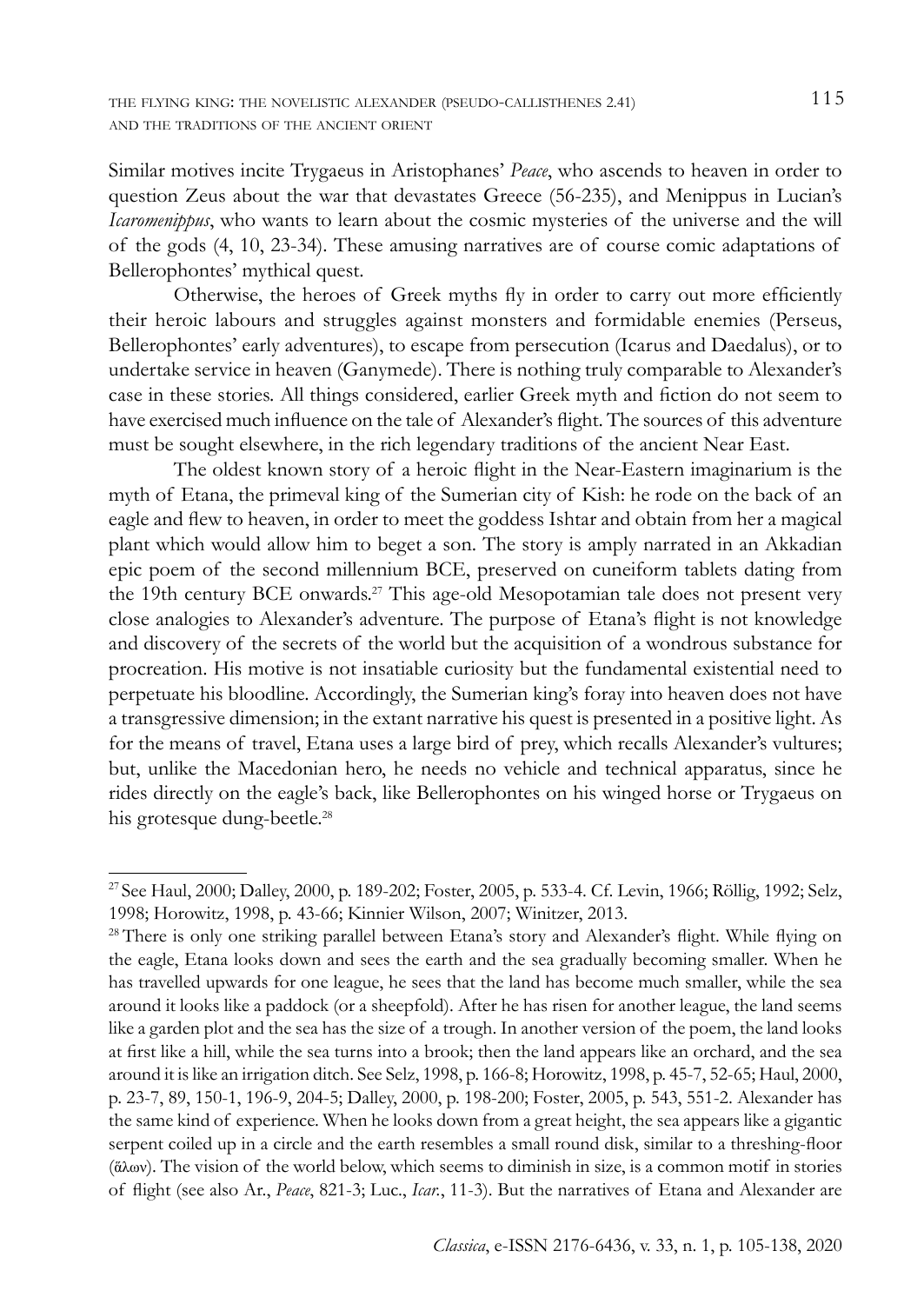Similar motives incite Trygaeus in Aristophanes' *Peace*, who ascends to heaven in order to question Zeus about the war that devastates Greece (56-235), and Menippus in Lucian's *Icaromenippus*, who wants to learn about the cosmic mysteries of the universe and the will of the gods (4, 10, 23-34). These amusing narratives are of course comic adaptations of Bellerophontes' mythical quest.

Otherwise, the heroes of Greek myths fly in order to carry out more efficiently their heroic labours and struggles against monsters and formidable enemies (Perseus, Bellerophontes' early adventures), to escape from persecution (Icarus and Daedalus), or to undertake service in heaven (Ganymede). There is nothing truly comparable to Alexander's case in these stories. All things considered, earlier Greek myth and fiction do not seem to have exercised much influence on the tale of Alexander's flight. The sources of this adventure must be sought elsewhere, in the rich legendary traditions of the ancient Near East.

The oldest known story of a heroic flight in the Near-Eastern imaginarium is the myth of Etana, the primeval king of the Sumerian city of Kish: he rode on the back of an eagle and flew to heaven, in order to meet the goddess Ishtar and obtain from her a magical plant which would allow him to beget a son. The story is amply narrated in an Akkadian epic poem of the second millennium BCE, preserved on cuneiform tablets dating from the 19th century BCE onwards.[27] This age-old Mesopotamian tale does not present very close analogies to Alexander's adventure. The purpose of Etana's flight is not knowledge and discovery of the secrets of the world but the acquisition of a wondrous substance for procreation. His motive is not insatiable curiosity but the fundamental existential need to perpetuate his bloodline. Accordingly, the Sumerian king's foray into heaven does not have a transgressive dimension; in the extant narrative his quest is presented in a positive light. As for the means of travel, Etana uses a large bird of prey, which recalls Alexander's vultures; but, unlike the Macedonian hero, he needs no vehicle and technical apparatus, since he rides directly on the eagle's back, like Bellerophontes on his winged horse or Trygaeus on his grotesque dung-beetle.[28]

---

[27] See Haul, 2000; Dalley, 2000, p. 189-202; Foster, 2005, p. 533-4. Cf. Levin, 1966; Röllig, 1992; Selz, 1998; Horowitz, 1998, p. 43-66; Kinnier Wilson, 2007; Winitzer, 2013.

[28] There is only one striking parallel between Etana's story and Alexander's flight. While flying on the eagle, Etana looks down and sees the earth and the sea gradually becoming smaller. When he has travelled upwards for one league, he sees that the land has become much smaller, while the sea around it looks like a paddock (or a sheepfold). After he has risen for another league, the land seems like a garden plot and the sea has the size of a trough. In another version of the poem, the land looks at first like a hill, while the sea turns into a brook; then the land appears like an orchard, and the sea around it is like an irrigation ditch. See Selz, 1998, p. 166-8; Horowitz, 1998, p. 45-7, 52-65; Haul, 2000, p. 23-7, 89, 150-1, 196-9, 204-5; Dalley, 2000, p. 198-200; Foster, 2005, p. 543, 551-2. Alexander has the same kind of experience. When he looks down from a great height, the sea appears like a gigantic serpent coiled up in a circle and the earth resembles a small round disk, similar to a threshing-floor (ἅλων). The vision of the world below, which seems to diminish in size, is a common motif in stories of flight (see also Ar., *Peace*, 821-3; Luc., *Icar.*, 11-3). But the narratives of Etana and Alexander are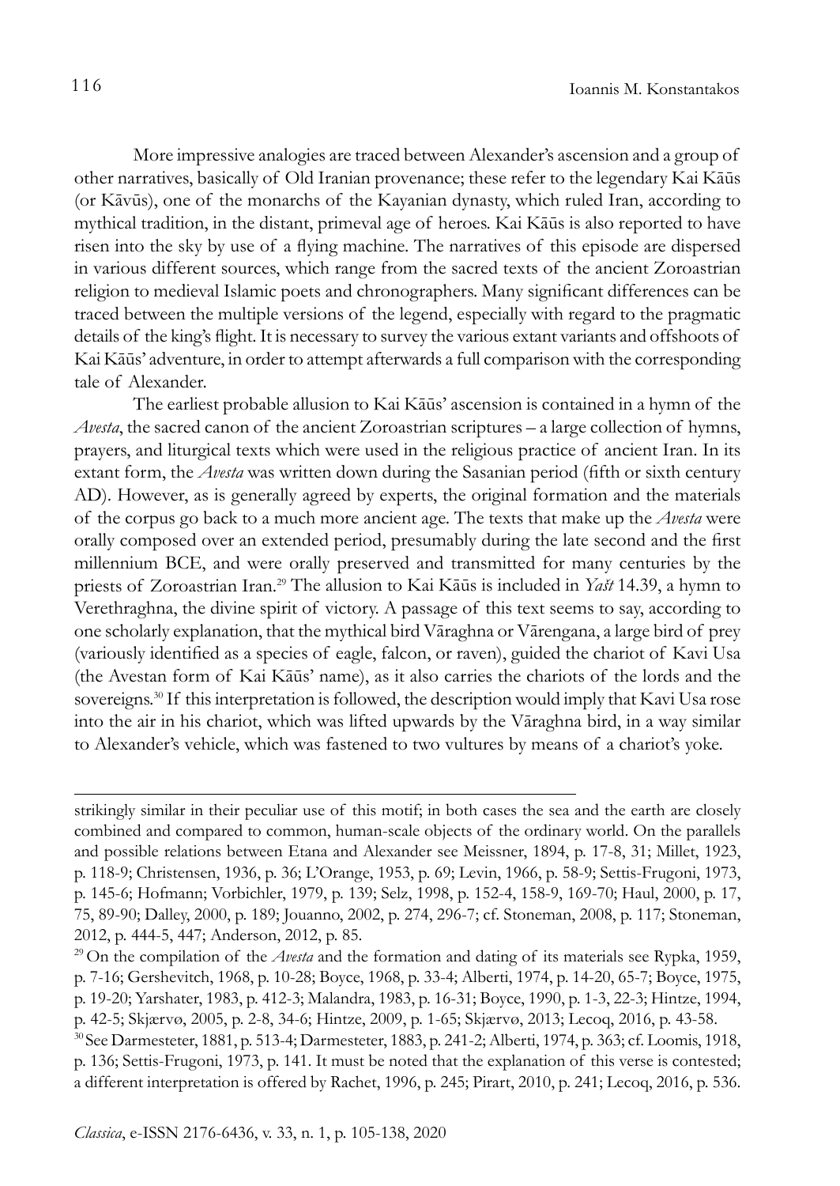More impressive analogies are traced between Alexander's ascension and a group of other narratives, basically of Old Iranian provenance; these refer to the legendary Kai Kāūs (or Kāvūs), one of the monarchs of the Kayanian dynasty, which ruled Iran, according to mythical tradition, in the distant, primeval age of heroes. Kai Kāūs is also reported to have risen into the sky by use of a flying machine. The narratives of this episode are dispersed in various different sources, which range from the sacred texts of the ancient Zoroastrian religion to medieval Islamic poets and chronographers. Many significant differences can be traced between the multiple versions of the legend, especially with regard to the pragmatic details of the king's flight. It is necessary to survey the various extant variants and offshoots of Kai Kāūs' adventure, in order to attempt afterwards a full comparison with the corresponding tale of Alexander.

The earliest probable allusion to Kai Kāūs' ascension is contained in a hymn of the *Avesta*, the sacred canon of the ancient Zoroastrian scriptures – a large collection of hymns, prayers, and liturgical texts which were used in the religious practice of ancient Iran. In its extant form, the *Avesta* was written down during the Sasanian period (fifth or sixth century AD). However, as is generally agreed by experts, the original formation and the materials of the corpus go back to a much more ancient age. The texts that make up the *Avesta* were orally composed over an extended period, presumably during the late second and the first millennium BCE, and were orally preserved and transmitted for many centuries by the priests of Zoroastrian Iran.[29] The allusion to Kai Kāūs is included in *Yašt* 14.39, a hymn to Verethraghna, the divine spirit of victory. A passage of this text seems to say, according to one scholarly explanation, that the mythical bird Vāraghna or Vārengana, a large bird of prey (variously identified as a species of eagle, falcon, or raven), guided the chariot of Kavi Usa (the Avestan form of Kai Kāūs' name), as it also carries the chariots of the lords and the sovereigns.[30] If this interpretation is followed, the description would imply that Kavi Usa rose into the air in his chariot, which was lifted upwards by the Vāraghna bird, in a way similar to Alexander's vehicle, which was fastened to two vultures by means of a chariot's yoke.

---

strikingly similar in their peculiar use of this motif; in both cases the sea and the earth are closely combined and compared to common, human-scale objects of the ordinary world. On the parallels and possible relations between Etana and Alexander see Meissner, 1894, p. 17-8, 31; Millet, 1923, p. 118-9; Christensen, 1936, p. 36; L'Orange, 1953, p. 69; Levin, 1966, p. 58-9; Settis-Frugoni, 1973, p. 145-6; Hofmann; Vorbichler, 1979, p. 139; Selz, 1998, p. 152-4, 158-9, 169-70; Haul, 2000, p. 17, 75, 89-90; Dalley, 2000, p. 189; Jouanno, 2002, p. 274, 296-7; cf. Stoneman, 2008, p. 117; Stoneman, 2012, p. 444-5, 447; Anderson, 2012, p. 85.

[29] On the compilation of the *Avesta* and the formation and dating of its materials see Rypka, 1959, p. 7-16; Gershevitch, 1968, p. 10-28; Boyce, 1968, p. 33-4; Alberti, 1974, p. 14-20, 65-7; Boyce, 1975, p. 19-20; Yarshater, 1983, p. 412-3; Malandra, 1983, p. 16-31; Boyce, 1990, p. 1-3, 22-3; Hintze, 1994, p. 42-5; Skjærvø, 2005, p. 2-8, 34-6; Hintze, 2009, p. 1-65; Skjærvø, 2013; Lecoq, 2016, p. 43-58.

[30] See Darmesteter, 1881, p. 513-4; Darmesteter, 1883, p. 241-2; Alberti, 1974, p. 363; cf. Loomis, 1918, p. 136; Settis-Frugoni, 1973, p. 141. It must be noted that the explanation of this verse is contested; a different interpretation is offered by Rachet, 1996, p. 245; Pirart, 2010, p. 241; Lecoq, 2016, p. 536.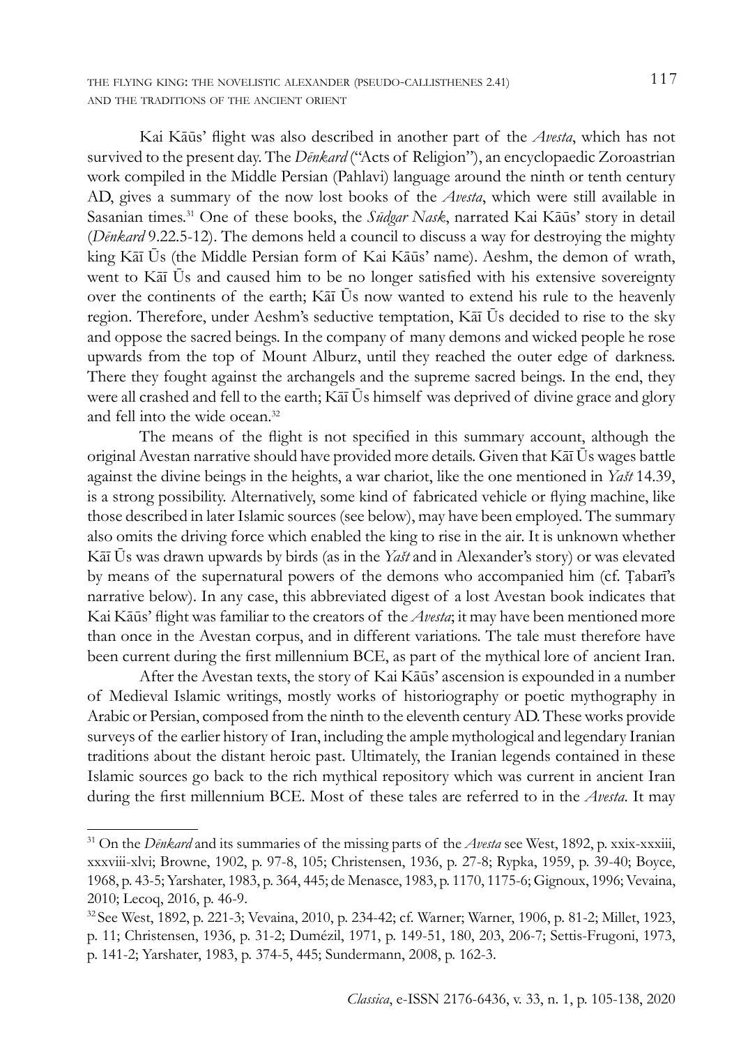Kai Kāūs' flight was also described in another part of the *Avesta*, which has not survived to the present day. The *Dēnkard* ("Acts of Religion"), an encyclopaedic Zoroastrian work compiled in the Middle Persian (Pahlavi) language around the ninth or tenth century AD, gives a summary of the now lost books of the *Avesta*, which were still available in Sasanian times.[31] One of these books, the *Sūdgar Nask*, narrated Kai Kāūs' story in detail (*Dēnkard* 9.22.5-12). The demons held a council to discuss a way for destroying the mighty king Kāī Ūs (the Middle Persian form of Kai Kāūs' name). Aeshm, the demon of wrath, went to Kāī Ūs and caused him to be no longer satisfied with his extensive sovereignty over the continents of the earth; Kāī Ūs now wanted to extend his rule to the heavenly region. Therefore, under Aeshm's seductive temptation, Kāī Ūs decided to rise to the sky and oppose the sacred beings. In the company of many demons and wicked people he rose upwards from the top of Mount Alburz, until they reached the outer edge of darkness. There they fought against the archangels and the supreme sacred beings. In the end, they were all crashed and fell to the earth; Kāī Ūs himself was deprived of divine grace and glory and fell into the wide ocean.[32]

The means of the flight is not specified in this summary account, although the original Avestan narrative should have provided more details. Given that Kāī Ūs wages battle against the divine beings in the heights, a war chariot, like the one mentioned in *Yašt* 14.39, is a strong possibility. Alternatively, some kind of fabricated vehicle or flying machine, like those described in later Islamic sources (see below), may have been employed. The summary also omits the driving force which enabled the king to rise in the air. It is unknown whether Kāī Ūs was drawn upwards by birds (as in the *Yašt* and in Alexander's story) or was elevated by means of the supernatural powers of the demons who accompanied him (cf. Ṭabarī's narrative below). In any case, this abbreviated digest of a lost Avestan book indicates that Kai Kāūs' flight was familiar to the creators of the *Avesta*; it may have been mentioned more than once in the Avestan corpus, and in different variations. The tale must therefore have been current during the first millennium BCE, as part of the mythical lore of ancient Iran.

After the Avestan texts, the story of Kai Kāūs' ascension is expounded in a number of Medieval Islamic writings, mostly works of historiography or poetic mythography in Arabic or Persian, composed from the ninth to the eleventh century AD. These works provide surveys of the earlier history of Iran, including the ample mythological and legendary Iranian traditions about the distant heroic past. Ultimately, the Iranian legends contained in these Islamic sources go back to the rich mythical repository which was current in ancient Iran during the first millennium BCE. Most of these tales are referred to in the *Avesta*. It may

---

[31] On the *Dēnkard* and its summaries of the missing parts of the *Avesta* see West, 1892, p. xxix-xxxiii, xxxviii-xlvi; Browne, 1902, p. 97-8, 105; Christensen, 1936, p. 27-8; Rypka, 1959, p. 39-40; Boyce, 1968, p. 43-5; Yarshater, 1983, p. 364, 445; de Menasce, 1983, p. 1170, 1175-6; Gignoux, 1996; Vevaina, 2010; Lecoq, 2016, p. 46-9.

[32] See West, 1892, p. 221-3; Vevaina, 2010, p. 234-42; cf. Warner; Warner, 1906, p. 81-2; Millet, 1923, p. 11; Christensen, 1936, p. 31-2; Dumézil, 1971, p. 149-51, 180, 203, 206-7; Settis-Frugoni, 1973, p. 141-2; Yarshater, 1983, p. 374-5, 445; Sundermann, 2008, p. 162-3.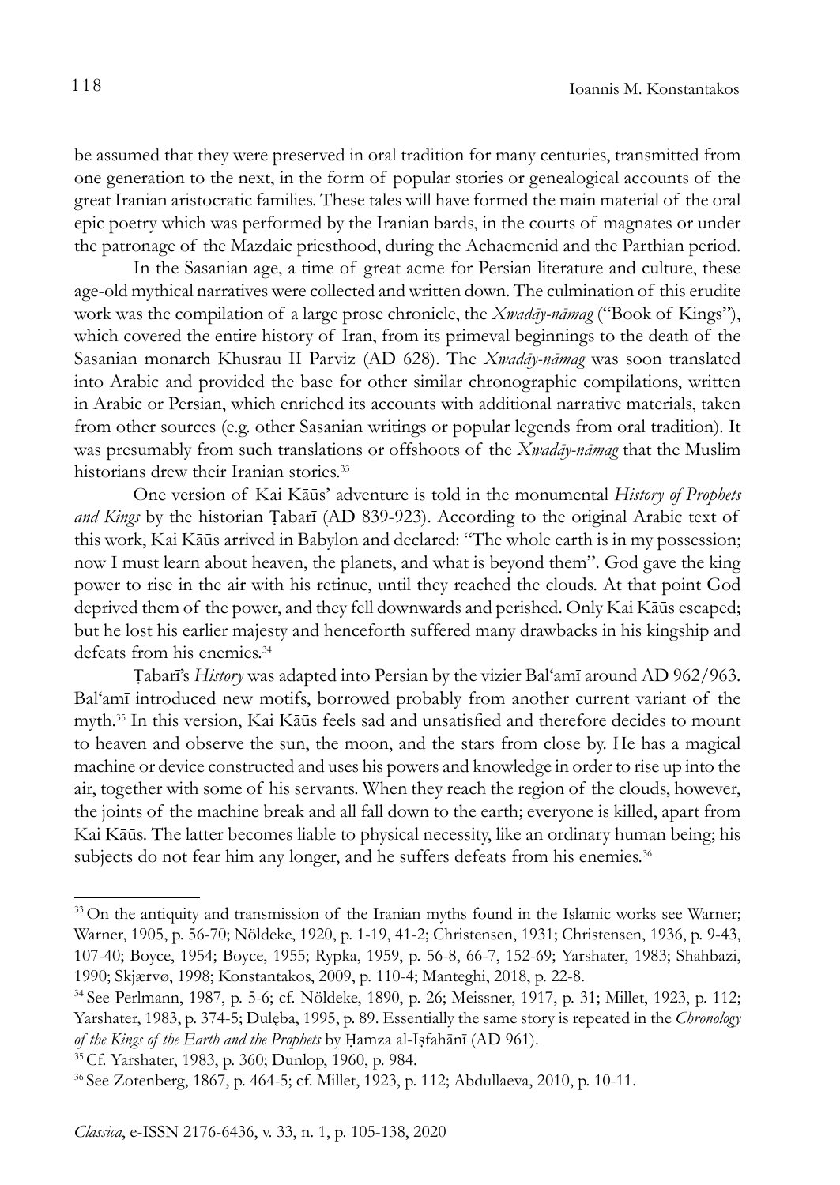be assumed that they were preserved in oral tradition for many centuries, transmitted from one generation to the next, in the form of popular stories or genealogical accounts of the great Iranian aristocratic families. These tales will have formed the main material of the oral epic poetry which was performed by the Iranian bards, in the courts of magnates or under the patronage of the Mazdaic priesthood, during the Achaemenid and the Parthian period.

In the Sasanian age, a time of great acme for Persian literature and culture, these age-old mythical narratives were collected and written down. The culmination of this erudite work was the compilation of a large prose chronicle, the *Xwadāy-nāmag* ("Book of Kings"), which covered the entire history of Iran, from its primeval beginnings to the death of the Sasanian monarch Khusrau II Parviz (AD 628). The *Xwadāy-nāmag* was soon translated into Arabic and provided the base for other similar chronographic compilations, written in Arabic or Persian, which enriched its accounts with additional narrative materials, taken from other sources (e.g. other Sasanian writings or popular legends from oral tradition). It was presumably from such translations or offshoots of the *Xwadāy-nāmag* that the Muslim historians drew their Iranian stories.[33]

One version of Kai Kāūs' adventure is told in the monumental *History of Prophets and Kings* by the historian Ṭabarī (AD 839-923). According to the original Arabic text of this work, Kai Kāūs arrived in Babylon and declared: "The whole earth is in my possession; now I must learn about heaven, the planets, and what is beyond them". God gave the king power to rise in the air with his retinue, until they reached the clouds. At that point God deprived them of the power, and they fell downwards and perished. Only Kai Kāūs escaped; but he lost his earlier majesty and henceforth suffered many drawbacks in his kingship and defeats from his enemies.[34]

Ṭabarī's *History* was adapted into Persian by the vizier Bal'amī around AD 962/963. Bal'amī introduced new motifs, borrowed probably from another current variant of the myth.[35] In this version, Kai Kāūs feels sad and unsatisfied and therefore decides to mount to heaven and observe the sun, the moon, and the stars from close by. He has a magical machine or device constructed and uses his powers and knowledge in order to rise up into the air, together with some of his servants. When they reach the region of the clouds, however, the joints of the machine break and all fall down to the earth; everyone is killed, apart from Kai Kāūs. The latter becomes liable to physical necessity, like an ordinary human being; his subjects do not fear him any longer, and he suffers defeats from his enemies.[36]

---

[33] On the antiquity and transmission of the Iranian myths found in the Islamic works see Warner; Warner, 1905, p. 56-70; Nöldeke, 1920, p. 1-19, 41-2; Christensen, 1931; Christensen, 1936, p. 9-43, 107-40; Boyce, 1954; Boyce, 1955; Rypka, 1959, p. 56-8, 66-7, 152-69; Yarshater, 1983; Shahbazi, 1990; Skjærvø, 1998; Konstantakos, 2009, p. 110-4; Manteghi, 2018, p. 22-8.

[34] See Perlmann, 1987, p. 5-6; cf. Nöldeke, 1890, p. 26; Meissner, 1917, p. 31; Millet, 1923, p. 112; Yarshater, 1983, p. 374-5; Dulęba, 1995, p. 89. Essentially the same story is repeated in the *Chronology of the Kings of the Earth and the Prophets* by Ḥamza al-Iṣfahānī (AD 961).

[35] Cf. Yarshater, 1983, p. 360; Dunlop, 1960, p. 984.

[36] See Zotenberg, 1867, p. 464-5; cf. Millet, 1923, p. 112; Abdullaeva, 2010, p. 10-11.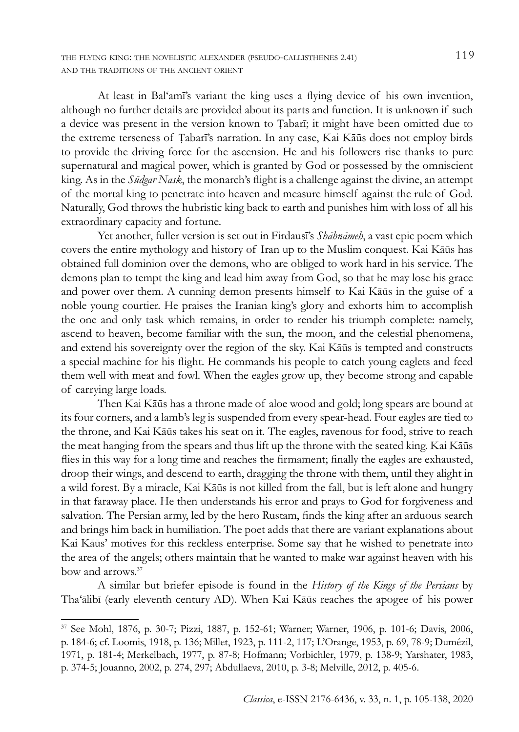At least in Bal'amī's variant the king uses a flying device of his own invention, although no further details are provided about its parts and function. It is unknown if such a device was present in the version known to Ṭabarī; it might have been omitted due to the extreme terseness of Ṭabarī's narration. In any case, Kai Kāūs does not employ birds to provide the driving force for the ascension. He and his followers rise thanks to pure supernatural and magical power, which is granted by God or possessed by the omniscient king. As in the *Sūdgar Nask*, the monarch's flight is a challenge against the divine, an attempt of the mortal king to penetrate into heaven and measure himself against the rule of God. Naturally, God throws the hubristic king back to earth and punishes him with loss of all his extraordinary capacity and fortune.

Yet another, fuller version is set out in Firdausī's *Shāhnāmeh*, a vast epic poem which covers the entire mythology and history of Iran up to the Muslim conquest. Kai Kāūs has obtained full dominion over the demons, who are obliged to work hard in his service. The demons plan to tempt the king and lead him away from God, so that he may lose his grace and power over them. A cunning demon presents himself to Kai Kāūs in the guise of a noble young courtier. He praises the Iranian king's glory and exhorts him to accomplish the one and only task which remains, in order to render his triumph complete: namely, ascend to heaven, become familiar with the sun, the moon, and the celestial phenomena, and extend his sovereignty over the region of the sky. Kai Kāūs is tempted and constructs a special machine for his flight. He commands his people to catch young eaglets and feed them well with meat and fowl. When the eagles grow up, they become strong and capable of carrying large loads.

Then Kai Kāūs has a throne made of aloe wood and gold; long spears are bound at its four corners, and a lamb's leg is suspended from every spear-head. Four eagles are tied to the throne, and Kai Kāūs takes his seat on it. The eagles, ravenous for food, strive to reach the meat hanging from the spears and thus lift up the throne with the seated king. Kai Kāūs flies in this way for a long time and reaches the firmament; finally the eagles are exhausted, droop their wings, and descend to earth, dragging the throne with them, until they alight in a wild forest. By a miracle, Kai Kāūs is not killed from the fall, but is left alone and hungry in that faraway place. He then understands his error and prays to God for forgiveness and salvation. The Persian army, led by the hero Rustam, finds the king after an arduous search and brings him back in humiliation. The poet adds that there are variant explanations about Kai Kāūs' motives for this reckless enterprise. Some say that he wished to penetrate into the area of the angels; others maintain that he wanted to make war against heaven with his bow and arrows.[37]

A similar but briefer episode is found in the *History of the Kings of the Persians* by Tha'ālibī (early eleventh century AD). When Kai Kāūs reaches the apogee of his power

---

[37] See Mohl, 1876, p. 30-7; Pizzi, 1887, p. 152-61; Warner; Warner, 1906, p. 101-6; Davis, 2006, p. 184-6; cf. Loomis, 1918, p. 136; Millet, 1923, p. 111-2, 117; L'Orange, 1953, p. 69, 78-9; Dumézil, 1971, p. 181-4; Merkelbach, 1977, p. 87-8; Hofmann; Vorbichler, 1979, p. 138-9; Yarshater, 1983, p. 374-5; Jouanno, 2002, p. 274, 297; Abdullaeva, 2010, p. 3-8; Melville, 2012, p. 405-6.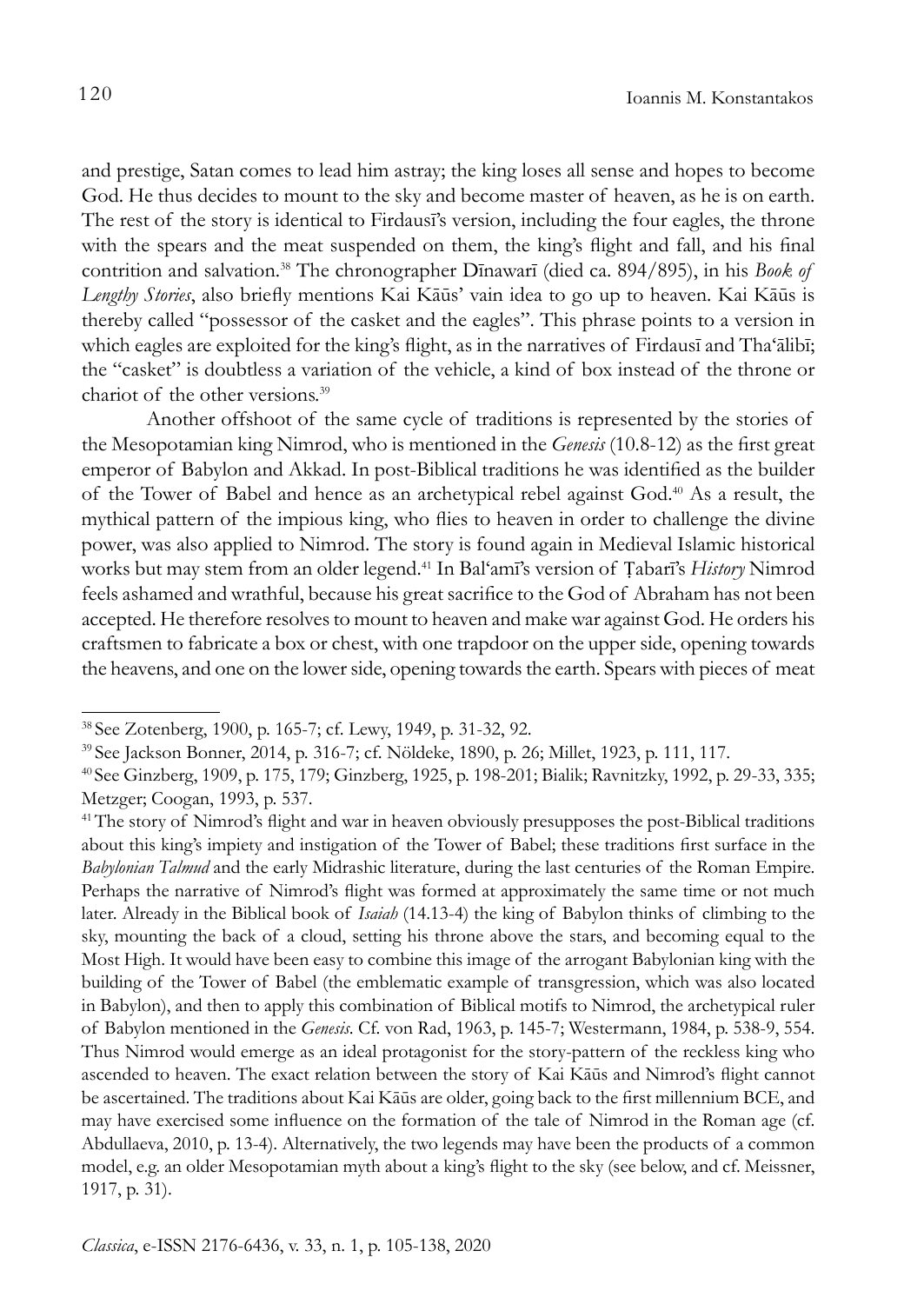and prestige, Satan comes to lead him astray; the king loses all sense and hopes to become God. He thus decides to mount to the sky and become master of heaven, as he is on earth. The rest of the story is identical to Firdausī's version, including the four eagles, the throne with the spears and the meat suspended on them, the king's flight and fall, and his final contrition and salvation.[38] The chronographer Dīnawarī (died ca. 894/895), in his *Book of Lengthy Stories*, also briefly mentions Kai Kāūs' vain idea to go up to heaven. Kai Kāūs is thereby called "possessor of the casket and the eagles". This phrase points to a version in which eagles are exploited for the king's flight, as in the narratives of Firdausī and Tha'ālibī; the "casket" is doubtless a variation of the vehicle, a kind of box instead of the throne or chariot of the other versions.[39]

Another offshoot of the same cycle of traditions is represented by the stories of the Mesopotamian king Nimrod, who is mentioned in the *Genesis* (10.8-12) as the first great emperor of Babylon and Akkad. In post-Biblical traditions he was identified as the builder of the Tower of Babel and hence as an archetypical rebel against God.[40] As a result, the mythical pattern of the impious king, who flies to heaven in order to challenge the divine power, was also applied to Nimrod. The story is found again in Medieval Islamic historical works but may stem from an older legend.[41] In Bal'amī's version of Ṭabarī's *History* Nimrod feels ashamed and wrathful, because his great sacrifice to the God of Abraham has not been accepted. He therefore resolves to mount to heaven and make war against God. He orders his craftsmen to fabricate a box or chest, with one trapdoor on the upper side, opening towards the heavens, and one on the lower side, opening towards the earth. Spears with pieces of meat

---

[38] See Zotenberg, 1900, p. 165-7; cf. Lewy, 1949, p. 31-32, 92.

[39] See Jackson Bonner, 2014, p. 316-7; cf. Nöldeke, 1890, p. 26; Millet, 1923, p. 111, 117.

[40] See Ginzberg, 1909, p. 175, 179; Ginzberg, 1925, p. 198-201; Bialik; Ravnitzky, 1992, p. 29-33, 335; Metzger; Coogan, 1993, p. 537.

[41] The story of Nimrod's flight and war in heaven obviously presupposes the post-Biblical traditions about this king's impiety and instigation of the Tower of Babel; these traditions first surface in the *Babylonian Talmud* and the early Midrashic literature, during the last centuries of the Roman Empire. Perhaps the narrative of Nimrod's flight was formed at approximately the same time or not much later. Already in the Biblical book of *Isaiah* (14.13-4) the king of Babylon thinks of climbing to the sky, mounting the back of a cloud, setting his throne above the stars, and becoming equal to the Most High. It would have been easy to combine this image of the arrogant Babylonian king with the building of the Tower of Babel (the emblematic example of transgression, which was also located in Babylon), and then to apply this combination of Biblical motifs to Nimrod, the archetypical ruler of Babylon mentioned in the *Genesis*. Cf. von Rad, 1963, p. 145-7; Westermann, 1984, p. 538-9, 554. Thus Nimrod would emerge as an ideal protagonist for the story-pattern of the reckless king who ascended to heaven. The exact relation between the story of Kai Kāūs and Nimrod's flight cannot be ascertained. The traditions about Kai Kāūs are older, going back to the first millennium BCE, and may have exercised some influence on the formation of the tale of Nimrod in the Roman age (cf. Abdullaeva, 2010, p. 13-4). Alternatively, the two legends may have been the products of a common model, e.g. an older Mesopotamian myth about a king's flight to the sky (see below, and cf. Meissner, 1917, p. 31).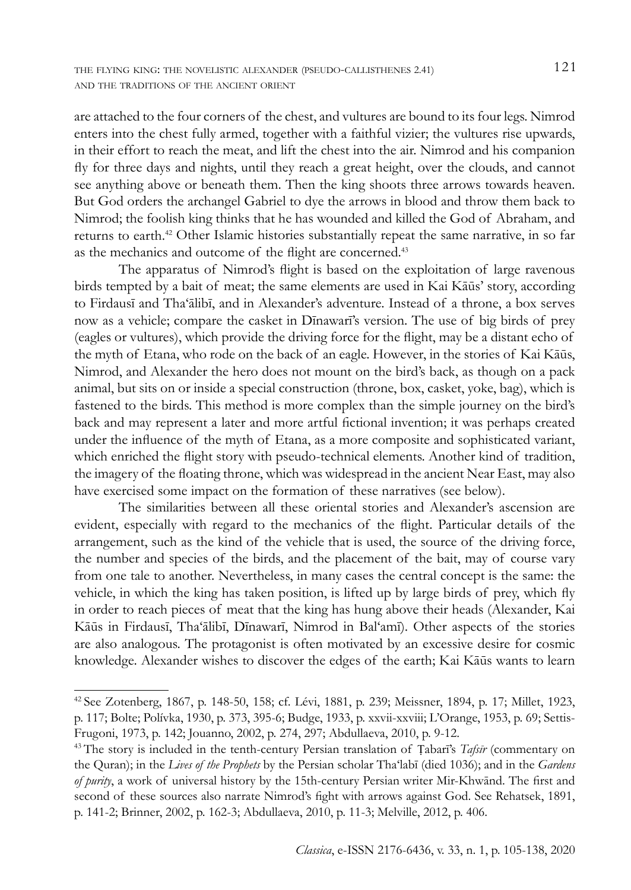are attached to the four corners of the chest, and vultures are bound to its four legs. Nimrod enters into the chest fully armed, together with a faithful vizier; the vultures rise upwards, in their effort to reach the meat, and lift the chest into the air. Nimrod and his companion fly for three days and nights, until they reach a great height, over the clouds, and cannot see anything above or beneath them. Then the king shoots three arrows towards heaven. But God orders the archangel Gabriel to dye the arrows in blood and throw them back to Nimrod; the foolish king thinks that he has wounded and killed the God of Abraham, and returns to earth.[42] Other Islamic histories substantially repeat the same narrative, in so far as the mechanics and outcome of the flight are concerned.[43]

The apparatus of Nimrod's flight is based on the exploitation of large ravenous birds tempted by a bait of meat; the same elements are used in Kai Kāūs' story, according to Firdausī and Tha'ālibī, and in Alexander's adventure. Instead of a throne, a box serves now as a vehicle; compare the casket in Dīnawarī's version. The use of big birds of prey (eagles or vultures), which provide the driving force for the flight, may be a distant echo of the myth of Etana, who rode on the back of an eagle. However, in the stories of Kai Kāūs, Nimrod, and Alexander the hero does not mount on the bird's back, as though on a pack animal, but sits on or inside a special construction (throne, box, casket, yoke, bag), which is fastened to the birds. This method is more complex than the simple journey on the bird's back and may represent a later and more artful fictional invention; it was perhaps created under the influence of the myth of Etana, as a more composite and sophisticated variant, which enriched the flight story with pseudo-technical elements. Another kind of tradition, the imagery of the floating throne, which was widespread in the ancient Near East, may also have exercised some impact on the formation of these narratives (see below).

The similarities between all these oriental stories and Alexander's ascension are evident, especially with regard to the mechanics of the flight. Particular details of the arrangement, such as the kind of the vehicle that is used, the source of the driving force, the number and species of the birds, and the placement of the bait, may of course vary from one tale to another. Nevertheless, in many cases the central concept is the same: the vehicle, in which the king has taken position, is lifted up by large birds of prey, which fly in order to reach pieces of meat that the king has hung above their heads (Alexander, Kai Kāūs in Firdausī, Tha'ālibī, Dīnawarī, Nimrod in Bal'amī). Other aspects of the stories are also analogous. The protagonist is often motivated by an excessive desire for cosmic knowledge. Alexander wishes to discover the edges of the earth; Kai Kāūs wants to learn

---

[42] See Zotenberg, 1867, p. 148-50, 158; cf. Lévi, 1881, p. 239; Meissner, 1894, p. 17; Millet, 1923, p. 117; Bolte; Polívka, 1930, p. 373, 395-6; Budge, 1933, p. xxvii-xxviii; L'Orange, 1953, p. 69; Settis-Frugoni, 1973, p. 142; Jouanno, 2002, p. 274, 297; Abdullaeva, 2010, p. 9-12.

[43] The story is included in the tenth-century Persian translation of Ṭabarī's *Tafsīr* (commentary on the Quran); in the *Lives of the Prophets* by the Persian scholar Tha'labī (died 1036); and in the *Gardens of purity*, a work of universal history by the 15th-century Persian writer Mir-Khwānd. The first and second of these sources also narrate Nimrod's fight with arrows against God. See Rehatsek, 1891, p. 141-2; Brinner, 2002, p. 162-3; Abdullaeva, 2010, p. 11-3; Melville, 2012, p. 406.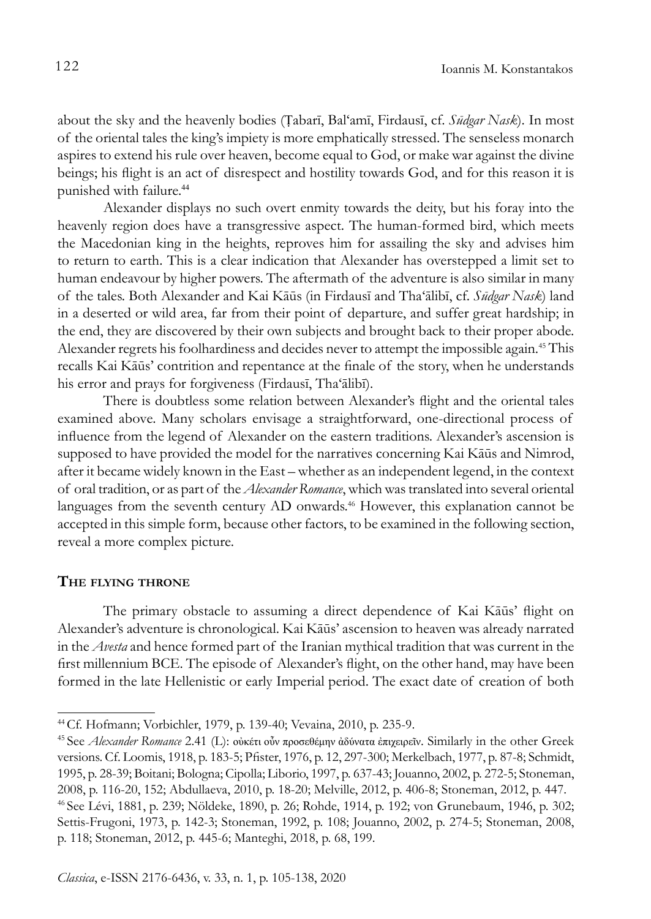about the sky and the heavenly bodies (Ṭabarī, Balʿamī, Firdausī, cf. *Sūdgar Nask*). In most of the oriental tales the king's impiety is more emphatically stressed. The senseless monarch aspires to extend his rule over heaven, become equal to God, or make war against the divine beings; his flight is an act of disrespect and hostility towards God, and for this reason it is punished with failure.[44]

Alexander displays no such overt enmity towards the deity, but his foray into the heavenly region does have a transgressive aspect. The human-formed bird, which meets the Macedonian king in the heights, reproves him for assailing the sky and advises him to return to earth. This is a clear indication that Alexander has overstepped a limit set to human endeavour by higher powers. The aftermath of the adventure is also similar in many of the tales. Both Alexander and Kai Kāūs (in Firdausī and Thaʿālibī, cf. *Sūdgar Nask*) land in a deserted or wild area, far from their point of departure, and suffer great hardship; in the end, they are discovered by their own subjects and brought back to their proper abode. Alexander regrets his foolhardiness and decides never to attempt the impossible again.[45] This recalls Kai Kāūs' contrition and repentance at the finale of the story, when he understands his error and prays for forgiveness (Firdausī, Thaʿālibī).

There is doubtless some relation between Alexander's flight and the oriental tales examined above. Many scholars envisage a straightforward, one-directional process of influence from the legend of Alexander on the eastern traditions. Alexander's ascension is supposed to have provided the model for the narratives concerning Kai Kāūs and Nimrod, after it became widely known in the East – whether as an independent legend, in the context of oral tradition, or as part of the *Alexander Romance*, which was translated into several oriental languages from the seventh century AD onwards.[46] However, this explanation cannot be accepted in this simple form, because other factors, to be examined in the following section, reveal a more complex picture.

## The flying throne

The primary obstacle to assuming a direct dependence of Kai Kāūs' flight on Alexander's adventure is chronological. Kai Kāūs' ascension to heaven was already narrated in the *Avesta* and hence formed part of the Iranian mythical tradition that was current in the first millennium BCE. The episode of Alexander's flight, on the other hand, may have been formed in the late Hellenistic or early Imperial period. The exact date of creation of both

---

[44] Cf. Hofmann; Vorbichler, 1979, p. 139-40; Vevaina, 2010, p. 235-9.

[45] See *Alexander Romance* 2.41 (L): οὐκέτι οὖν προσεθέμην ἀδύνατα ἐπιχειρεῖν. Similarly in the other Greek versions. Cf. Loomis, 1918, p. 183-5; Pfister, 1976, p. 12, 297-300; Merkelbach, 1977, p. 87-8; Schmidt, 1995, p. 28-39; Boitani; Bologna; Cipolla; Liborio, 1997, p. 637-43; Jouanno, 2002, p. 272-5; Stoneman, 2008, p. 116-20, 152; Abdullaeva, 2010, p. 18-20; Melville, 2012, p. 406-8; Stoneman, 2012, p. 447.

[46] See Lévi, 1881, p. 239; Nöldeke, 1890, p. 26; Rohde, 1914, p. 192; von Grunebaum, 1946, p. 302; Settis-Frugoni, 1973, p. 142-3; Stoneman, 1992, p. 108; Jouanno, 2002, p. 274-5; Stoneman, 2008, p. 118; Stoneman, 2012, p. 445-6; Manteghi, 2018, p. 68, 199.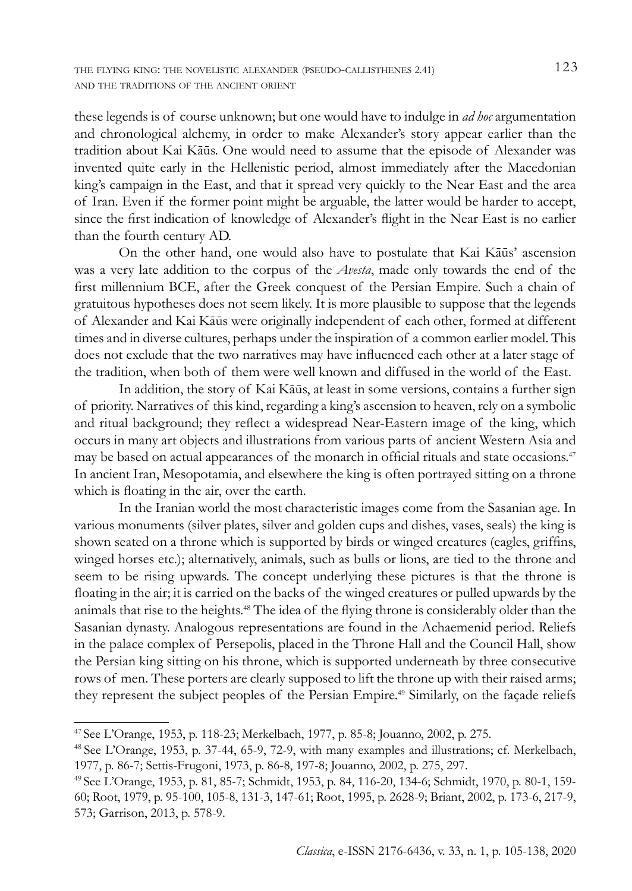these legends is of course unknown; but one would have to indulge in *ad hoc* argumentation and chronological alchemy, in order to make Alexander's story appear earlier than the tradition about Kai Kāūs. One would need to assume that the episode of Alexander was invented quite early in the Hellenistic period, almost immediately after the Macedonian king's campaign in the East, and that it spread very quickly to the Near East and the area of Iran. Even if the former point might be arguable, the latter would be harder to accept, since the first indication of knowledge of Alexander's flight in the Near East is no earlier than the fourth century AD.

On the other hand, one would also have to postulate that Kai Kāūs' ascension was a very late addition to the corpus of the *Avesta*, made only towards the end of the first millennium BCE, after the Greek conquest of the Persian Empire. Such a chain of gratuitous hypotheses does not seem likely. It is more plausible to suppose that the legends of Alexander and Kai Kāūs were originally independent of each other, formed at different times and in diverse cultures, perhaps under the inspiration of a common earlier model. This does not exclude that the two narratives may have influenced each other at a later stage of the tradition, when both of them were well known and diffused in the world of the East.

In addition, the story of Kai Kāūs, at least in some versions, contains a further sign of priority. Narratives of this kind, regarding a king's ascension to heaven, rely on a symbolic and ritual background; they reflect a widespread Near-Eastern image of the king, which occurs in many art objects and illustrations from various parts of ancient Western Asia and may be based on actual appearances of the monarch in official rituals and state occasions.[47] In ancient Iran, Mesopotamia, and elsewhere the king is often portrayed sitting on a throne which is floating in the air, over the earth.

In the Iranian world the most characteristic images come from the Sasanian age. In various monuments (silver plates, silver and golden cups and dishes, vases, seals) the king is shown seated on a throne which is supported by birds or winged creatures (eagles, griffins, winged horses etc.); alternatively, animals, such as bulls or lions, are tied to the throne and seem to be rising upwards. The concept underlying these pictures is that the throne is floating in the air; it is carried on the backs of the winged creatures or pulled upwards by the animals that rise to the heights.[48] The idea of the flying throne is considerably older than the Sasanian dynasty. Analogous representations are found in the Achaemenid period. Reliefs in the palace complex of Persepolis, placed in the Throne Hall and the Council Hall, show the Persian king sitting on his throne, which is supported underneath by three consecutive rows of men. These porters are clearly supposed to lift the throne up with their raised arms; they represent the subject peoples of the Persian Empire.[49] Similarly, on the façade reliefs

---

[47] See L'Orange, 1953, p. 118-23; Merkelbach, 1977, p. 85-8; Jouanno, 2002, p. 275.

[48] See L'Orange, 1953, p. 37-44, 65-9, 72-9, with many examples and illustrations; cf. Merkelbach, 1977, p. 86-7; Settis-Frugoni, 1973, p. 86-8, 197-8; Jouanno, 2002, p. 275, 297.

[49] See L'Orange, 1953, p. 81, 85-7; Schmidt, 1953, p. 84, 116-20, 134-6; Schmidt, 1970, p. 80-1, 159-60; Root, 1979, p. 95-100, 105-8, 131-3, 147-61; Root, 1995, p. 2628-9; Briant, 2002, p. 173-6, 217-9, 573; Garrison, 2013, p. 578-9.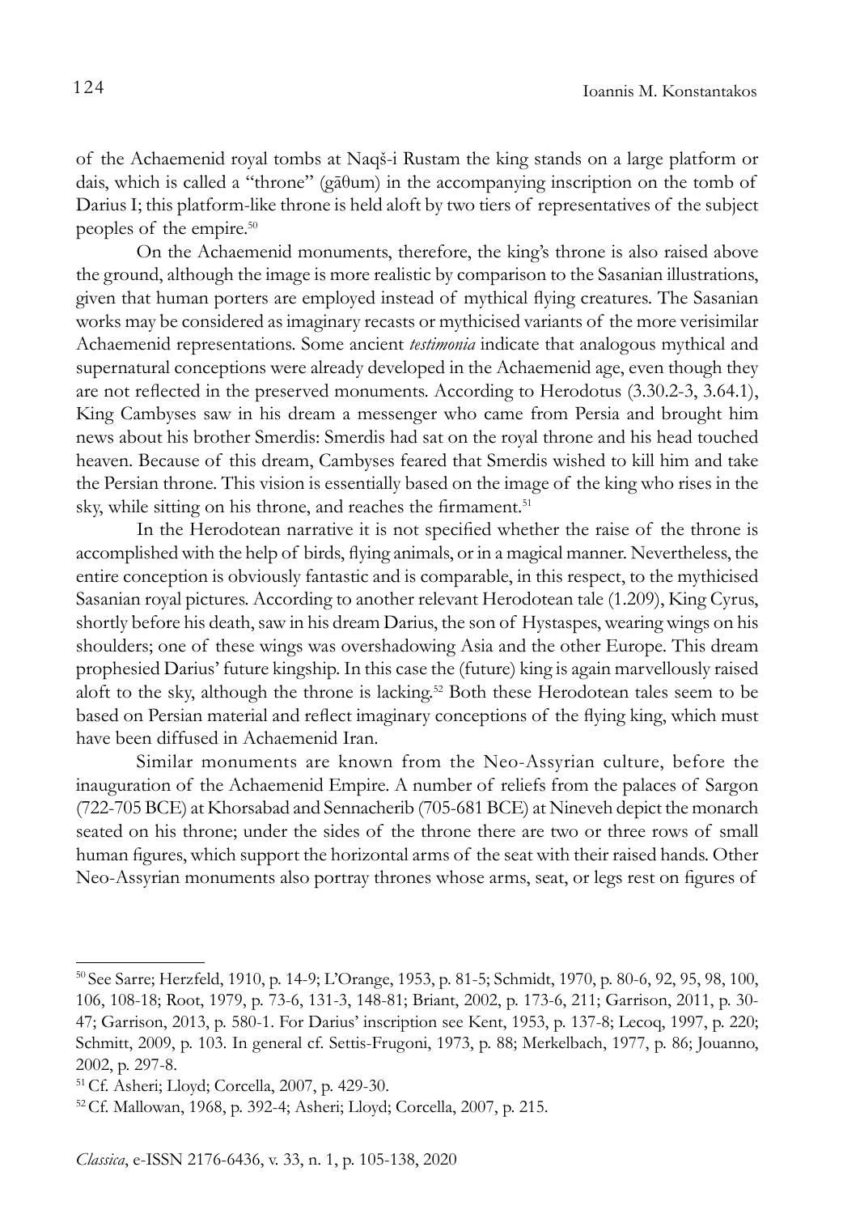of the Achaemenid royal tombs at Naqš-i Rustam the king stands on a large platform or dais, which is called a "throne" (gāθum) in the accompanying inscription on the tomb of Darius I; this platform-like throne is held aloft by two tiers of representatives of the subject peoples of the empire.[50]

On the Achaemenid monuments, therefore, the king's throne is also raised above the ground, although the image is more realistic by comparison to the Sasanian illustrations, given that human porters are employed instead of mythical flying creatures. The Sasanian works may be considered as imaginary recasts or mythicised variants of the more verisimilar Achaemenid representations. Some ancient *testimonia* indicate that analogous mythical and supernatural conceptions were already developed in the Achaemenid age, even though they are not reflected in the preserved monuments. According to Herodotus (3.30.2-3, 3.64.1), King Cambyses saw in his dream a messenger who came from Persia and brought him news about his brother Smerdis: Smerdis had sat on the royal throne and his head touched heaven. Because of this dream, Cambyses feared that Smerdis wished to kill him and take the Persian throne. This vision is essentially based on the image of the king who rises in the sky, while sitting on his throne, and reaches the firmament.[51]

In the Herodotean narrative it is not specified whether the raise of the throne is accomplished with the help of birds, flying animals, or in a magical manner. Nevertheless, the entire conception is obviously fantastic and is comparable, in this respect, to the mythicised Sasanian royal pictures. According to another relevant Herodotean tale (1.209), King Cyrus, shortly before his death, saw in his dream Darius, the son of Hystaspes, wearing wings on his shoulders; one of these wings was overshadowing Asia and the other Europe. This dream prophesied Darius' future kingship. In this case the (future) king is again marvellously raised aloft to the sky, although the throne is lacking.[52] Both these Herodotean tales seem to be based on Persian material and reflect imaginary conceptions of the flying king, which must have been diffused in Achaemenid Iran.

Similar monuments are known from the Neo-Assyrian culture, before the inauguration of the Achaemenid Empire. A number of reliefs from the palaces of Sargon (722-705 BCE) at Khorsabad and Sennacherib (705-681 BCE) at Nineveh depict the monarch seated on his throne; under the sides of the throne there are two or three rows of small human figures, which support the horizontal arms of the seat with their raised hands. Other Neo-Assyrian monuments also portray thrones whose arms, seat, or legs rest on figures of

---

[50] See Sarre; Herzfeld, 1910, p. 14-9; L'Orange, 1953, p. 81-5; Schmidt, 1970, p. 80-6, 92, 95, 98, 100, 106, 108-18; Root, 1979, p. 73-6, 131-3, 148-81; Briant, 2002, p. 173-6, 211; Garrison, 2011, p. 30-47; Garrison, 2013, p. 580-1. For Darius' inscription see Kent, 1953, p. 137-8; Lecoq, 1997, p. 220; Schmitt, 2009, p. 103. In general cf. Settis-Frugoni, 1973, p. 88; Merkelbach, 1977, p. 86; Jouanno, 2002, p. 297-8.

[51] Cf. Asheri; Lloyd; Corcella, 2007, p. 429-30.

[52] Cf. Mallowan, 1968, p. 392-4; Asheri; Lloyd; Corcella, 2007, p. 215.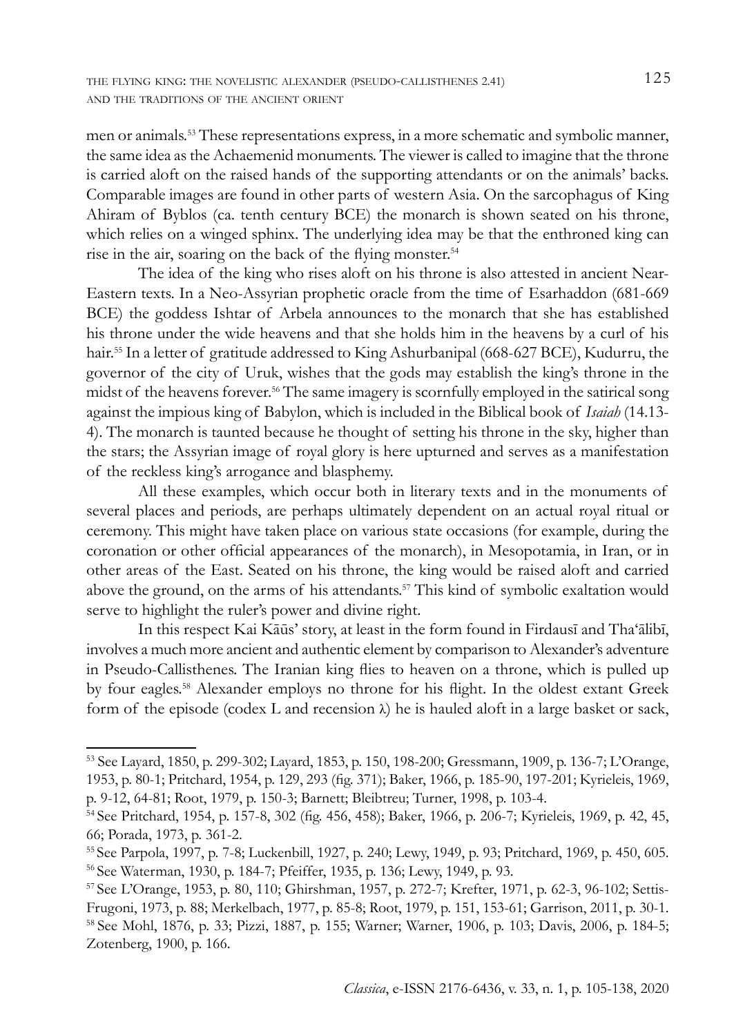men or animals.[53] These representations express, in a more schematic and symbolic manner, the same idea as the Achaemenid monuments. The viewer is called to imagine that the throne is carried aloft on the raised hands of the supporting attendants or on the animals' backs. Comparable images are found in other parts of western Asia. On the sarcophagus of King Ahiram of Byblos (ca. tenth century BCE) the monarch is shown seated on his throne, which relies on a winged sphinx. The underlying idea may be that the enthroned king can rise in the air, soaring on the back of the flying monster.[54]

The idea of the king who rises aloft on his throne is also attested in ancient Near-Eastern texts. In a Neo-Assyrian prophetic oracle from the time of Esarhaddon (681-669 BCE) the goddess Ishtar of Arbela announces to the monarch that she has established his throne under the wide heavens and that she holds him in the heavens by a curl of his hair.[55] In a letter of gratitude addressed to King Ashurbanipal (668-627 BCE), Kudurru, the governor of the city of Uruk, wishes that the gods may establish the king's throne in the midst of the heavens forever.[56] The same imagery is scornfully employed in the satirical song against the impious king of Babylon, which is included in the Biblical book of *Isaiah* (14.13-4). The monarch is taunted because he thought of setting his throne in the sky, higher than the stars; the Assyrian image of royal glory is here upturned and serves as a manifestation of the reckless king's arrogance and blasphemy.

All these examples, which occur both in literary texts and in the monuments of several places and periods, are perhaps ultimately dependent on an actual royal ritual or ceremony. This might have taken place on various state occasions (for example, during the coronation or other official appearances of the monarch), in Mesopotamia, in Iran, or in other areas of the East. Seated on his throne, the king would be raised aloft and carried above the ground, on the arms of his attendants.[57] This kind of symbolic exaltation would serve to highlight the ruler's power and divine right.

In this respect Kai Kāūs' story, at least in the form found in Firdausī and Tha'ālibī, involves a much more ancient and authentic element by comparison to Alexander's adventure in Pseudo-Callisthenes. The Iranian king flies to heaven on a throne, which is pulled up by four eagles.[58] Alexander employs no throne for his flight. In the oldest extant Greek form of the episode (codex L and recension λ) he is hauled aloft in a large basket or sack,

---

[53] See Layard, 1850, p. 299-302; Layard, 1853, p. 150, 198-200; Gressmann, 1909, p. 136-7; L'Orange, 1953, p. 80-1; Pritchard, 1954, p. 129, 293 (fig. 371); Baker, 1966, p. 185-90, 197-201; Kyrieleis, 1969, p. 9-12, 64-81; Root, 1979, p. 150-3; Barnett; Bleibtreu; Turner, 1998, p. 103-4.

[54] See Pritchard, 1954, p. 157-8, 302 (fig. 456, 458); Baker, 1966, p. 206-7; Kyrieleis, 1969, p. 42, 45, 66; Porada, 1973, p. 361-2.

[55] See Parpola, 1997, p. 7-8; Luckenbill, 1927, p. 240; Lewy, 1949, p. 93; Pritchard, 1969, p. 450, 605.

[56] See Waterman, 1930, p. 184-7; Pfeiffer, 1935, p. 136; Lewy, 1949, p. 93.

[57] See L'Orange, 1953, p. 80, 110; Ghirshman, 1957, p. 272-7; Krefter, 1971, p. 62-3, 96-102; Settis-Frugoni, 1973, p. 88; Merkelbach, 1977, p. 85-8; Root, 1979, p. 151, 153-61; Garrison, 2011, p. 30-1.

[58] See Mohl, 1876, p. 33; Pizzi, 1887, p. 155; Warner; Warner, 1906, p. 103; Davis, 2006, p. 184-5; Zotenberg, 1900, p. 166.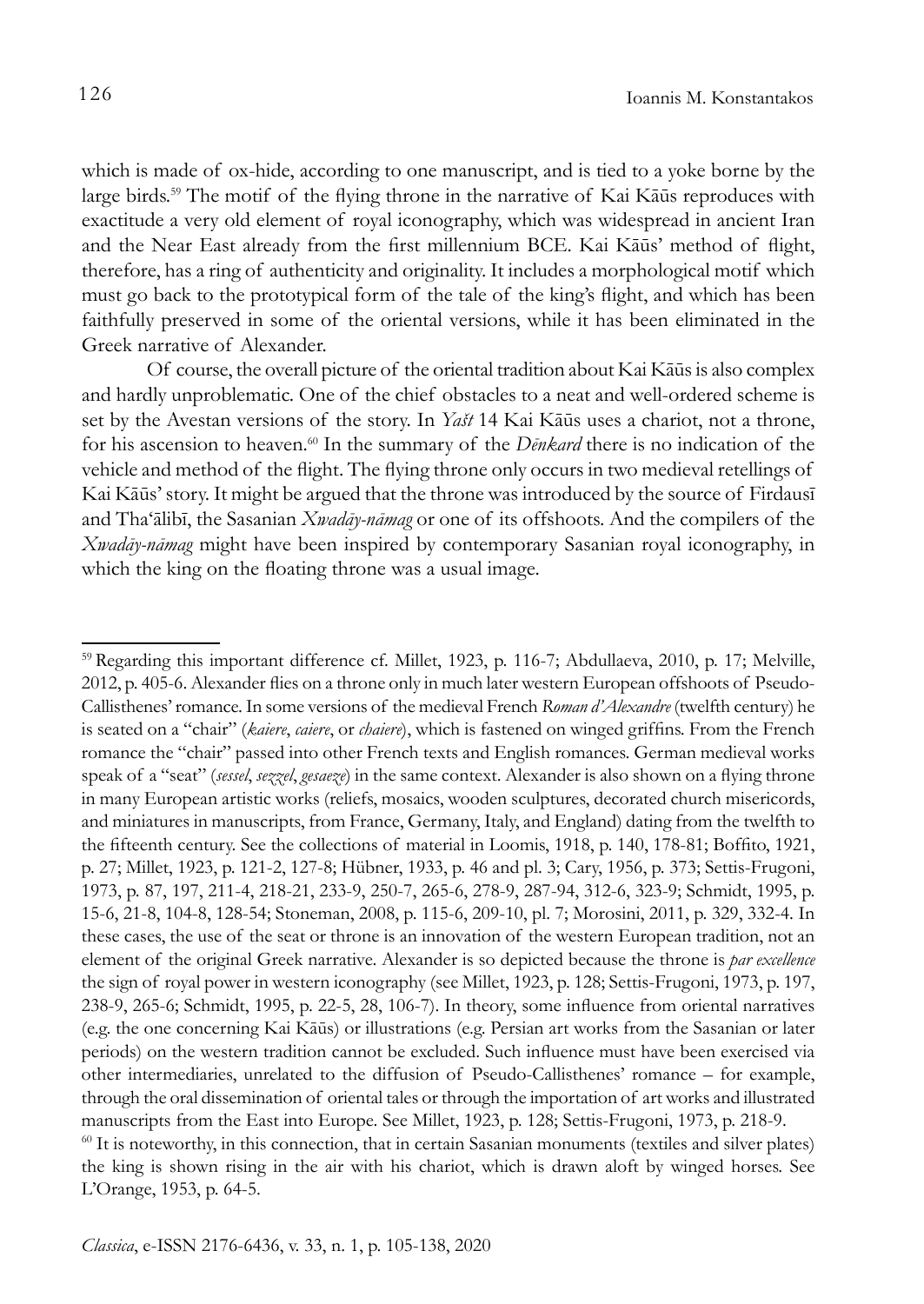which is made of ox-hide, according to one manuscript, and is tied to a yoke borne by the large birds.[59] The motif of the flying throne in the narrative of Kai Kāūs reproduces with exactitude a very old element of royal iconography, which was widespread in ancient Iran and the Near East already from the first millennium BCE. Kai Kāūs' method of flight, therefore, has a ring of authenticity and originality. It includes a morphological motif which must go back to the prototypical form of the tale of the king's flight, and which has been faithfully preserved in some of the oriental versions, while it has been eliminated in the Greek narrative of Alexander.

Of course, the overall picture of the oriental tradition about Kai Kāūs is also complex and hardly unproblematic. One of the chief obstacles to a neat and well-ordered scheme is set by the Avestan versions of the story. In *Yašt* 14 Kai Kāūs uses a chariot, not a throne, for his ascension to heaven.[60] In the summary of the *Dēnkard* there is no indication of the vehicle and method of the flight. The flying throne only occurs in two medieval retellings of Kai Kāūs' story. It might be argued that the throne was introduced by the source of Firdausī and Tha'ālibī, the Sasanian *Xwadāy-nāmag* or one of its offshoots. And the compilers of the *Xwadāy-nāmag* might have been inspired by contemporary Sasanian royal iconography, in which the king on the floating throne was a usual image.

---

[59] Regarding this important difference cf. Millet, 1923, p. 116-7; Abdullaeva, 2010, p. 17; Melville, 2012, p. 405-6. Alexander flies on a throne only in much later western European offshoots of Pseudo-Callisthenes' romance. In some versions of the medieval French *Roman d'Alexandre* (twelfth century) he is seated on a "chair" (*kaiere*, *caiere*, or *chaiere*), which is fastened on winged griffins. From the French romance the "chair" passed into other French texts and English romances. German medieval works speak of a "seat" (*sessel*, *sezzel*, *gesaeze*) in the same context. Alexander is also shown on a flying throne in many European artistic works (reliefs, mosaics, wooden sculptures, decorated church misericords, and miniatures in manuscripts, from France, Germany, Italy, and England) dating from the twelfth to the fifteenth century. See the collections of material in Loomis, 1918, p. 140, 178-81; Boffito, 1921, p. 27; Millet, 1923, p. 121-2, 127-8; Hübner, 1933, p. 46 and pl. 3; Cary, 1956, p. 373; Settis-Frugoni, 1973, p. 87, 197, 211-4, 218-21, 233-9, 250-7, 265-6, 278-9, 287-94, 312-6, 323-9; Schmidt, 1995, p. 15-6, 21-8, 104-8, 128-54; Stoneman, 2008, p. 115-6, 209-10, pl. 7; Morosini, 2011, p. 329, 332-4. In these cases, the use of the seat or throne is an innovation of the western European tradition, not an element of the original Greek narrative. Alexander is so depicted because the throne is *par excellence* the sign of royal power in western iconography (see Millet, 1923, p. 128; Settis-Frugoni, 1973, p. 197, 238-9, 265-6; Schmidt, 1995, p. 22-5, 28, 106-7). In theory, some influence from oriental narratives (e.g. the one concerning Kai Kāūs) or illustrations (e.g. Persian art works from the Sasanian or later periods) on the western tradition cannot be excluded. Such influence must have been exercised via other intermediaries, unrelated to the diffusion of Pseudo-Callisthenes' romance – for example, through the oral dissemination of oriental tales or through the importation of art works and illustrated manuscripts from the East into Europe. See Millet, 1923, p. 128; Settis-Frugoni, 1973, p. 218-9.

[60] It is noteworthy, in this connection, that in certain Sasanian monuments (textiles and silver plates) the king is shown rising in the air with his chariot, which is drawn aloft by winged horses. See L'Orange, 1953, p. 64-5.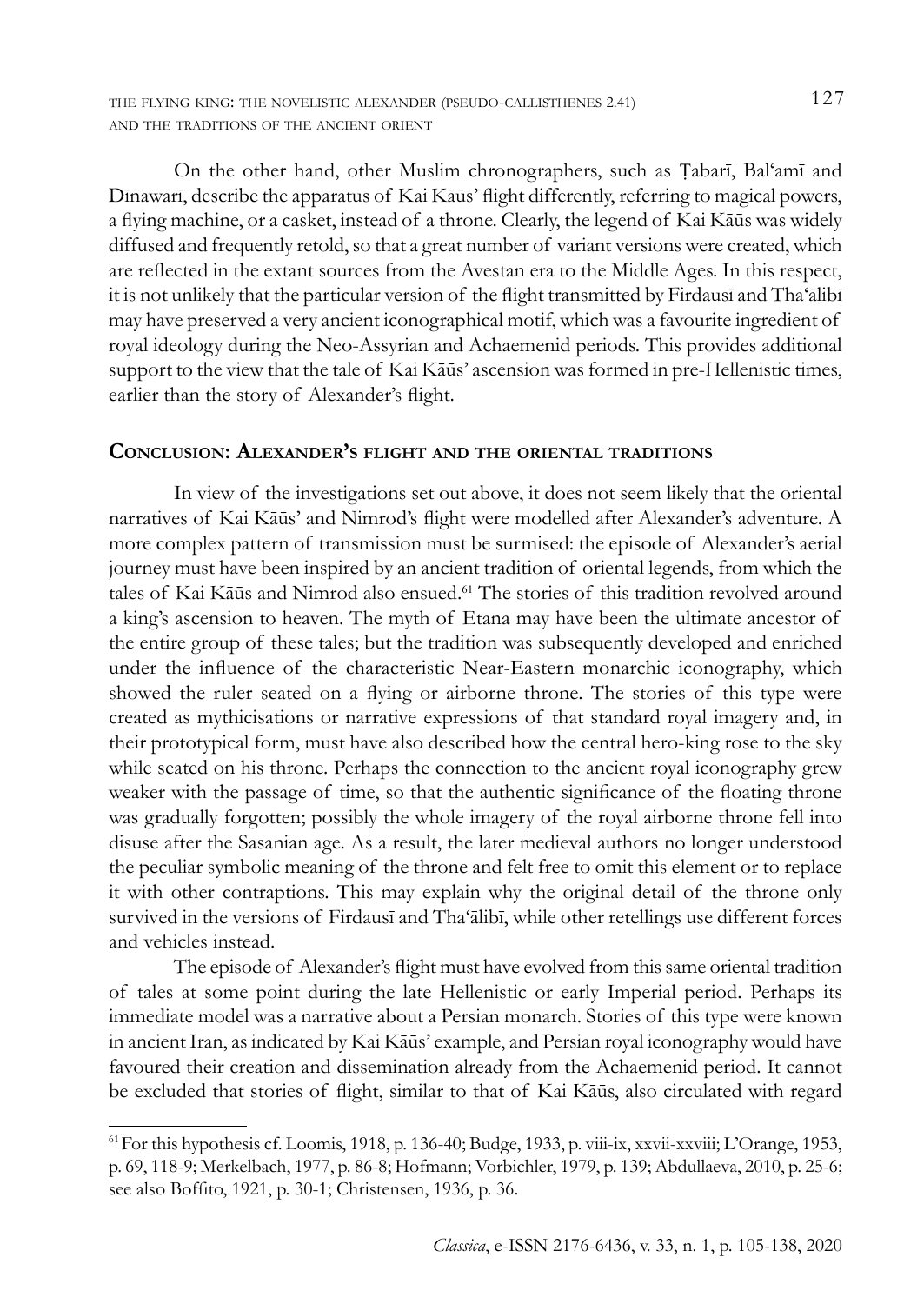On the other hand, other Muslim chronographers, such as Ṭabarī, Bal'amī and Dīnawarī, describe the apparatus of Kai Kāūs' flight differently, referring to magical powers, a flying machine, or a casket, instead of a throne. Clearly, the legend of Kai Kāūs was widely diffused and frequently retold, so that a great number of variant versions were created, which are reflected in the extant sources from the Avestan era to the Middle Ages. In this respect, it is not unlikely that the particular version of the flight transmitted by Firdausī and Tha'ālibī may have preserved a very ancient iconographical motif, which was a favourite ingredient of royal ideology during the Neo-Assyrian and Achaemenid periods. This provides additional support to the view that the tale of Kai Kāūs' ascension was formed in pre-Hellenistic times, earlier than the story of Alexander's flight.

## Conclusion: Alexander's flight and the oriental traditions

In view of the investigations set out above, it does not seem likely that the oriental narratives of Kai Kāūs' and Nimrod's flight were modelled after Alexander's adventure. A more complex pattern of transmission must be surmised: the episode of Alexander's aerial journey must have been inspired by an ancient tradition of oriental legends, from which the tales of Kai Kāūs and Nimrod also ensued.[61] The stories of this tradition revolved around a king's ascension to heaven. The myth of Etana may have been the ultimate ancestor of the entire group of these tales; but the tradition was subsequently developed and enriched under the influence of the characteristic Near-Eastern monarchic iconography, which showed the ruler seated on a flying or airborne throne. The stories of this type were created as mythicisations or narrative expressions of that standard royal imagery and, in their prototypical form, must have also described how the central hero-king rose to the sky while seated on his throne. Perhaps the connection to the ancient royal iconography grew weaker with the passage of time, so that the authentic significance of the floating throne was gradually forgotten; possibly the whole imagery of the royal airborne throne fell into disuse after the Sasanian age. As a result, the later medieval authors no longer understood the peculiar symbolic meaning of the throne and felt free to omit this element or to replace it with other contraptions. This may explain why the original detail of the throne only survived in the versions of Firdausī and Tha'ālibī, while other retellings use different forces and vehicles instead.

The episode of Alexander's flight must have evolved from this same oriental tradition of tales at some point during the late Hellenistic or early Imperial period. Perhaps its immediate model was a narrative about a Persian monarch. Stories of this type were known in ancient Iran, as indicated by Kai Kāūs' example, and Persian royal iconography would have favoured their creation and dissemination already from the Achaemenid period. It cannot be excluded that stories of flight, similar to that of Kai Kāūs, also circulated with regard

---

[61] For this hypothesis cf. Loomis, 1918, p. 136-40; Budge, 1933, p. viii-ix, xxvii-xxviii; L'Orange, 1953, p. 69, 118-9; Merkelbach, 1977, p. 86-8; Hofmann; Vorbichler, 1979, p. 139; Abdullaeva, 2010, p. 25-6; see also Boffito, 1921, p. 30-1; Christensen, 1936, p. 36.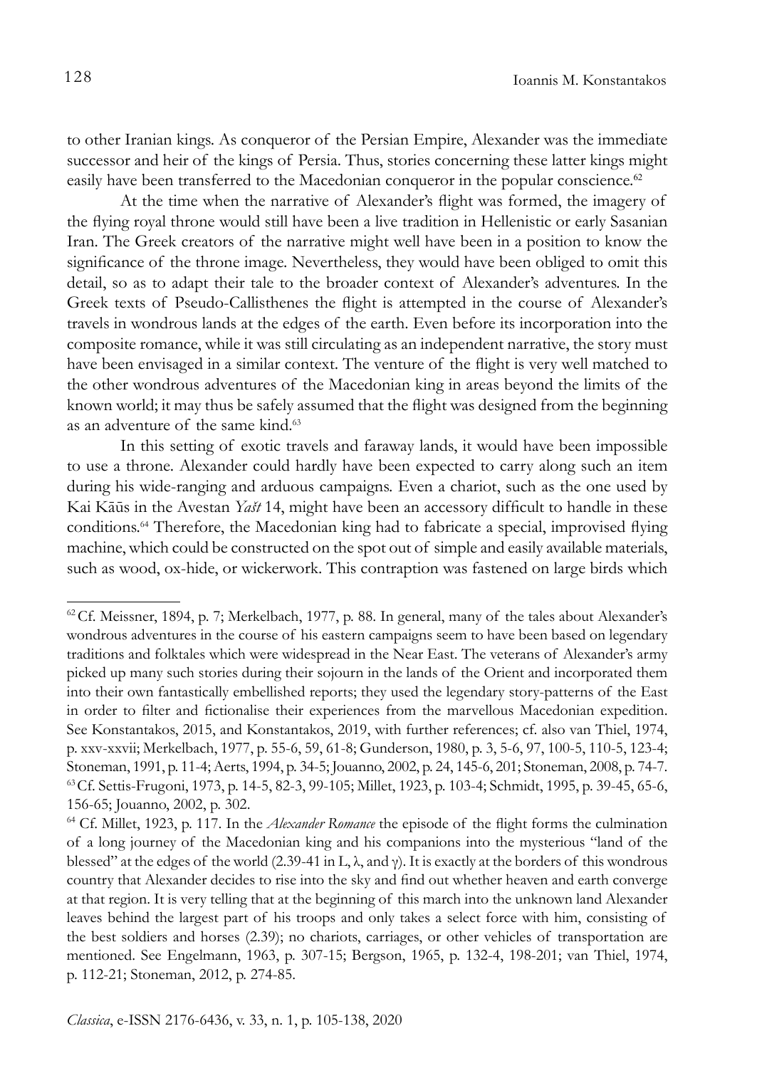to other Iranian kings. As conqueror of the Persian Empire, Alexander was the immediate successor and heir of the kings of Persia. Thus, stories concerning these latter kings might easily have been transferred to the Macedonian conqueror in the popular conscience.[62]

At the time when the narrative of Alexander's flight was formed, the imagery of the flying royal throne would still have been a live tradition in Hellenistic or early Sasanian Iran. The Greek creators of the narrative might well have been in a position to know the significance of the throne image. Nevertheless, they would have been obliged to omit this detail, so as to adapt their tale to the broader context of Alexander's adventures. In the Greek texts of Pseudo-Callisthenes the flight is attempted in the course of Alexander's travels in wondrous lands at the edges of the earth. Even before its incorporation into the composite romance, while it was still circulating as an independent narrative, the story must have been envisaged in a similar context. The venture of the flight is very well matched to the other wondrous adventures of the Macedonian king in areas beyond the limits of the known world; it may thus be safely assumed that the flight was designed from the beginning as an adventure of the same kind.[63]

In this setting of exotic travels and faraway lands, it would have been impossible to use a throne. Alexander could hardly have been expected to carry along such an item during his wide-ranging and arduous campaigns. Even a chariot, such as the one used by Kai Kāūs in the Avestan *Yašt* 14, might have been an accessory difficult to handle in these conditions.[64] Therefore, the Macedonian king had to fabricate a special, improvised flying machine, which could be constructed on the spot out of simple and easily available materials, such as wood, ox-hide, or wickerwork. This contraption was fastened on large birds which

---

[62] Cf. Meissner, 1894, p. 7; Merkelbach, 1977, p. 88. In general, many of the tales about Alexander's wondrous adventures in the course of his eastern campaigns seem to have been based on legendary traditions and folktales which were widespread in the Near East. The veterans of Alexander's army picked up many such stories during their sojourn in the lands of the Orient and incorporated them into their own fantastically embellished reports; they used the legendary story-patterns of the East in order to filter and fictionalise their experiences from the marvellous Macedonian expedition. See Konstantakos, 2015, and Konstantakos, 2019, with further references; cf. also van Thiel, 1974, p. xxv-xxvii; Merkelbach, 1977, p. 55-6, 59, 61-8; Gunderson, 1980, p. 3, 5-6, 97, 100-5, 110-5, 123-4; Stoneman, 1991, p. 11-4; Aerts, 1994, p. 34-5; Jouanno, 2002, p. 24, 145-6, 201; Stoneman, 2008, p. 74-7.

[63] Cf. Settis-Frugoni, 1973, p. 14-5, 82-3, 99-105; Millet, 1923, p. 103-4; Schmidt, 1995, p. 39-45, 65-6, 156-65; Jouanno, 2002, p. 302.

[64] Cf. Millet, 1923, p. 117. In the *Alexander Romance* the episode of the flight forms the culmination of a long journey of the Macedonian king and his companions into the mysterious "land of the blessed" at the edges of the world (2.39-41 in L, λ, and γ). It is exactly at the borders of this wondrous country that Alexander decides to rise into the sky and find out whether heaven and earth converge at that region. It is very telling that at the beginning of this march into the unknown land Alexander leaves behind the largest part of his troops and only takes a select force with him, consisting of the best soldiers and horses (2.39); no chariots, carriages, or other vehicles of transportation are mentioned. See Engelmann, 1963, p. 307-15; Bergson, 1965, p. 132-4, 198-201; van Thiel, 1974, p. 112-21; Stoneman, 2012, p. 274-85.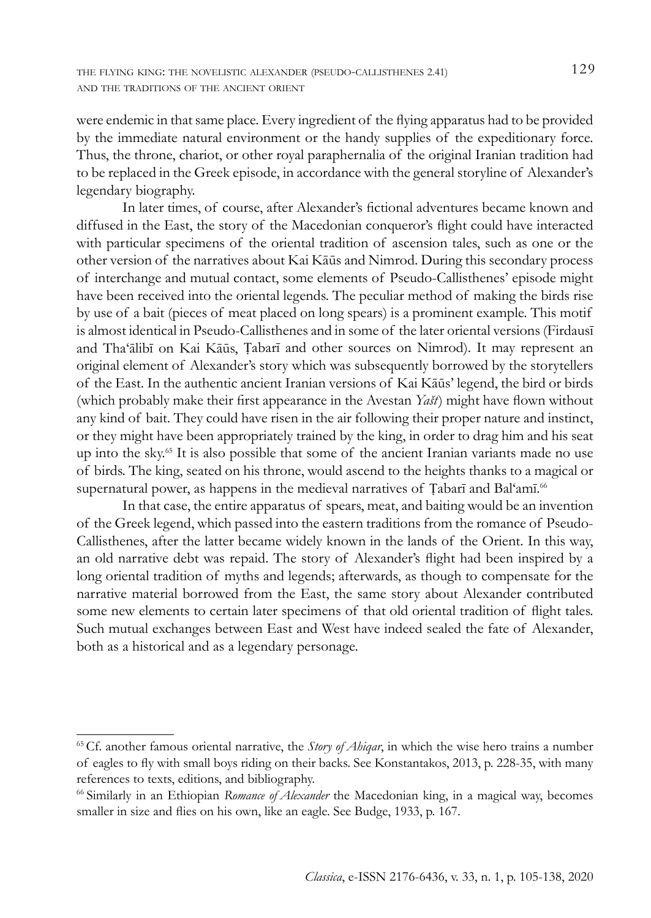were endemic in that same place. Every ingredient of the flying apparatus had to be provided by the immediate natural environment or the handy supplies of the expeditionary force. Thus, the throne, chariot, or other royal paraphernalia of the original Iranian tradition had to be replaced in the Greek episode, in accordance with the general storyline of Alexander's legendary biography.

In later times, of course, after Alexander's fictional adventures became known and diffused in the East, the story of the Macedonian conqueror's flight could have interacted with particular specimens of the oriental tradition of ascension tales, such as one or the other version of the narratives about Kai Kāūs and Nimrod. During this secondary process of interchange and mutual contact, some elements of Pseudo-Callisthenes' episode might have been received into the oriental legends. The peculiar method of making the birds rise by use of a bait (pieces of meat placed on long spears) is a prominent example. This motif is almost identical in Pseudo-Callisthenes and in some of the later oriental versions (Firdausī and Tha'ālibī on Kai Kāūs, Ṭabarī and other sources on Nimrod). It may represent an original element of Alexander's story which was subsequently borrowed by the storytellers of the East. In the authentic ancient Iranian versions of Kai Kāūs' legend, the bird or birds (which probably make their first appearance in the Avestan *Yašt*) might have flown without any kind of bait. They could have risen in the air following their proper nature and instinct, or they might have been appropriately trained by the king, in order to drag him and his seat up into the sky.[65] It is also possible that some of the ancient Iranian variants made no use of birds. The king, seated on his throne, would ascend to the heights thanks to a magical or supernatural power, as happens in the medieval narratives of Ṭabarī and Bal'amī.[66]

In that case, the entire apparatus of spears, meat, and baiting would be an invention of the Greek legend, which passed into the eastern traditions from the romance of Pseudo-Callisthenes, after the latter became widely known in the lands of the Orient. In this way, an old narrative debt was repaid. The story of Alexander's flight had been inspired by a long oriental tradition of myths and legends; afterwards, as though to compensate for the narrative material borrowed from the East, the same story about Alexander contributed some new elements to certain later specimens of that old oriental tradition of flight tales. Such mutual exchanges between East and West have indeed sealed the fate of Alexander, both as a historical and as a legendary personage.

---

[65] Cf. another famous oriental narrative, the *Story of Ahiqar*, in which the wise hero trains a number of eagles to fly with small boys riding on their backs. See Konstantakos, 2013, p. 228-35, with many references to texts, editions, and bibliography.

[66] Similarly in an Ethiopian *Romance of Alexander* the Macedonian king, in a magical way, becomes smaller in size and flies on his own, like an eagle. See Budge, 1933, p. 167.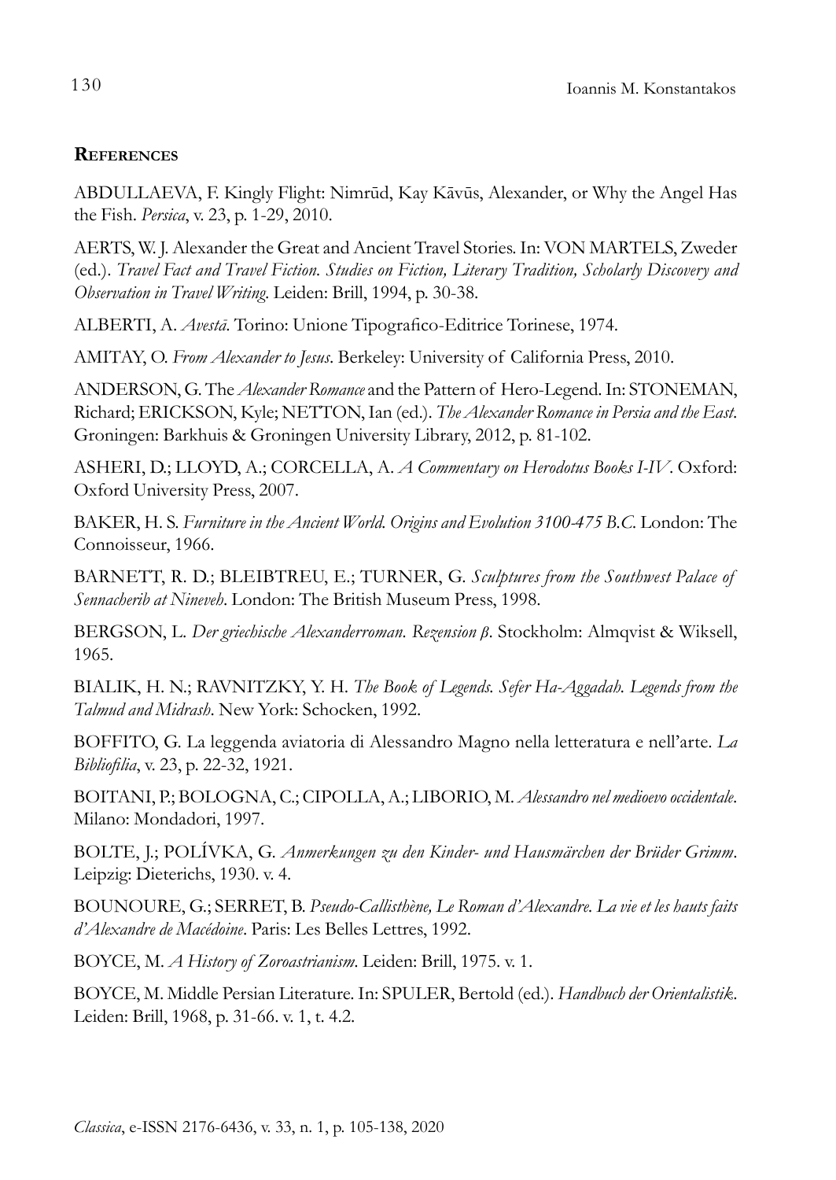## **References**

ABDULLAEVA, F. Kingly Flight: Nimrūd, Kay Kāvūs, Alexander, or Why the Angel Has the Fish. *Persica*, v. 23, p. 1-29, 2010.

AERTS, W. J. Alexander the Great and Ancient Travel Stories. In: VON MARTELS, Zweder (ed.). *Travel Fact and Travel Fiction. Studies on Fiction, Literary Tradition, Scholarly Discovery and Observation in Travel Writing*. Leiden: Brill, 1994, p. 30-38.

ALBERTI, A. *Avestā*. Torino: Unione Tipografico-Editrice Torinese, 1974.

AMITAY, O. *From Alexander to Jesus*. Berkeley: University of California Press, 2010.

ANDERSON, G. The *Alexander Romance* and the Pattern of Hero-Legend. In: STONEMAN, Richard; ERICKSON, Kyle; NETTON, Ian (ed.). *The Alexander Romance in Persia and the East*. Groningen: Barkhuis & Groningen University Library, 2012, p. 81-102.

ASHERI, D.; LLOYD, A.; CORCELLA, A. *A Commentary on Herodotus Books I-IV*. Oxford: Oxford University Press, 2007.

BAKER, H. S. *Furniture in the Ancient World. Origins and Evolution 3100-475 B.C.* London: The Connoisseur, 1966.

BARNETT, R. D.; BLEIBTREU, E.; TURNER, G. *Sculptures from the Southwest Palace of Sennacherib at Nineveh*. London: The British Museum Press, 1998.

BERGSON, L. *Der griechische Alexanderroman. Rezension β*. Stockholm: Almqvist & Wiksell, 1965.

BIALIK, H. N.; RAVNITZKY, Y. H. *The Book of Legends. Sefer Ha-Aggadah. Legends from the Talmud and Midrash*. New York: Schocken, 1992.

BOFFITO, G. La leggenda aviatoria di Alessandro Magno nella letteratura e nell'arte. *La Bibliofilia*, v. 23, p. 22-32, 1921.

BOITANI, P.; BOLOGNA, C.; CIPOLLA, A.; LIBORIO, M. *Alessandro nel medioevo occidentale*. Milano: Mondadori, 1997.

BOLTE, J.; POLÍVKA, G. *Anmerkungen zu den Kinder- und Hausmärchen der Brüder Grimm*. Leipzig: Dieterichs, 1930. v. 4.

BOUNOURE, G.; SERRET, B. *Pseudo-Callisthène, Le Roman d'Alexandre. La vie et les hauts faits d'Alexandre de Macédoine*. Paris: Les Belles Lettres, 1992.

BOYCE, M. *A History of Zoroastrianism*. Leiden: Brill, 1975. v. 1.

BOYCE, M. Middle Persian Literature. In: SPULER, Bertold (ed.). *Handbuch der Orientalistik*. Leiden: Brill, 1968, p. 31-66. v. 1, t. 4.2.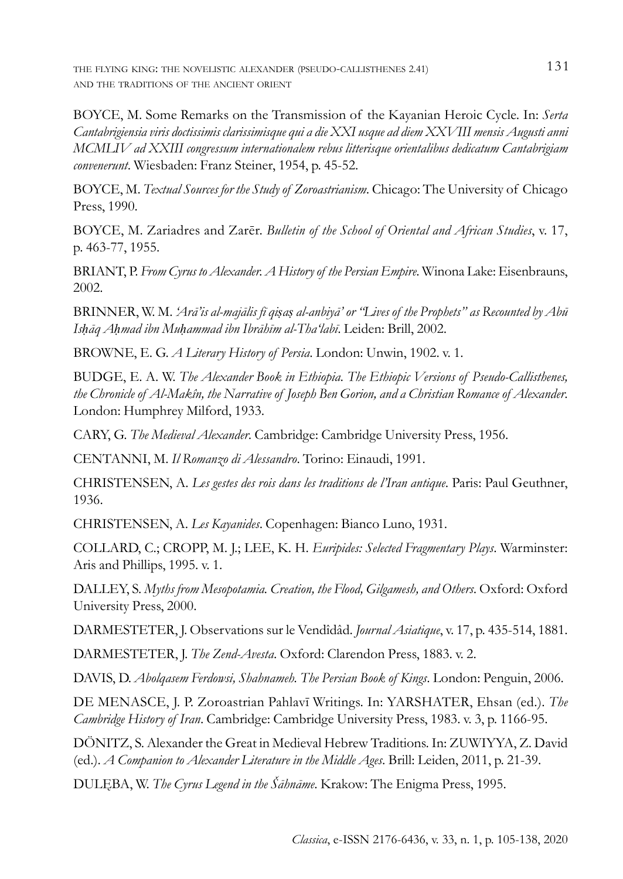BOYCE, M. Some Remarks on the Transmission of the Kayanian Heroic Cycle. In: *Serta Cantabrigiensia viris doctissimis clarissimisque qui a die XXI usque ad diem XXVIII mensis Augusti anni MCMLIV ad XXIII congressum internationalem rebus litterisque orientalibus dedicatum Cantabrigiam convenerunt*. Wiesbaden: Franz Steiner, 1954, p. 45-52.

BOYCE, M. *Textual Sources for the Study of Zoroastrianism*. Chicago: The University of Chicago Press, 1990.

BOYCE, M. Zariadres and Zarēr. *Bulletin of the School of Oriental and African Studies*, v. 17, p. 463-77, 1955.

BRIANT, P. *From Cyrus to Alexander. A History of the Persian Empire*. Winona Lake: Eisenbrauns, 2002.

BRINNER, W. M. *'Arā'is al-majālis fī qiṣaṣ al-anbiyā' or "Lives of the Prophets" as Recounted by Abū Isḥāq Aḥmad ibn Muḥammad ibn Ibrāhīm al-Tha'labī*. Leiden: Brill, 2002.

BROWNE, E. G. *A Literary History of Persia*. London: Unwin, 1902. v. 1.

BUDGE, E. A. W. *The Alexander Book in Ethiopia. The Ethiopic Versions of Pseudo-Callisthenes, the Chronicle of Al-Makîn, the Narrative of Joseph Ben Gorion, and a Christian Romance of Alexander*. London: Humphrey Milford, 1933.

CARY, G. *The Medieval Alexander*. Cambridge: Cambridge University Press, 1956.

CENTANNI, M. *Il Romanzo di Alessandro*. Torino: Einaudi, 1991.

CHRISTENSEN, A. *Les gestes des rois dans les traditions de l'Iran antique*. Paris: Paul Geuthner, 1936.

CHRISTENSEN, A. *Les Kayanides*. Copenhagen: Bianco Luno, 1931.

COLLARD, C.; CROPP, M. J.; LEE, K. H. *Euripides: Selected Fragmentary Plays*. Warminster: Aris and Phillips, 1995. v. 1.

DALLEY, S. *Myths from Mesopotamia. Creation, the Flood, Gilgamesh, and Others*. Oxford: Oxford University Press, 2000.

DARMESTETER, J. Observations sur le Vendîdâd. *Journal Asiatique*, v. 17, p. 435-514, 1881.

DARMESTETER, J. *The Zend-Avesta*. Oxford: Clarendon Press, 1883. v. 2.

DAVIS, D. *Abolqasem Ferdowsi, Shahnameh. The Persian Book of Kings*. London: Penguin, 2006.

DE MENASCE, J. P. Zoroastrian Pahlavī Writings. In: YARSHATER, Ehsan (ed.). *The Cambridge History of Iran*. Cambridge: Cambridge University Press, 1983. v. 3, p. 1166-95.

DÖNITZ, S. Alexander the Great in Medieval Hebrew Traditions. In: ZUWIYYA, Z. David (ed.). *A Companion to Alexander Literature in the Middle Ages*. Brill: Leiden, 2011, p. 21-39.

DULĘBA, W. *The Cyrus Legend in the Šāhnāme*. Krakow: The Enigma Press, 1995.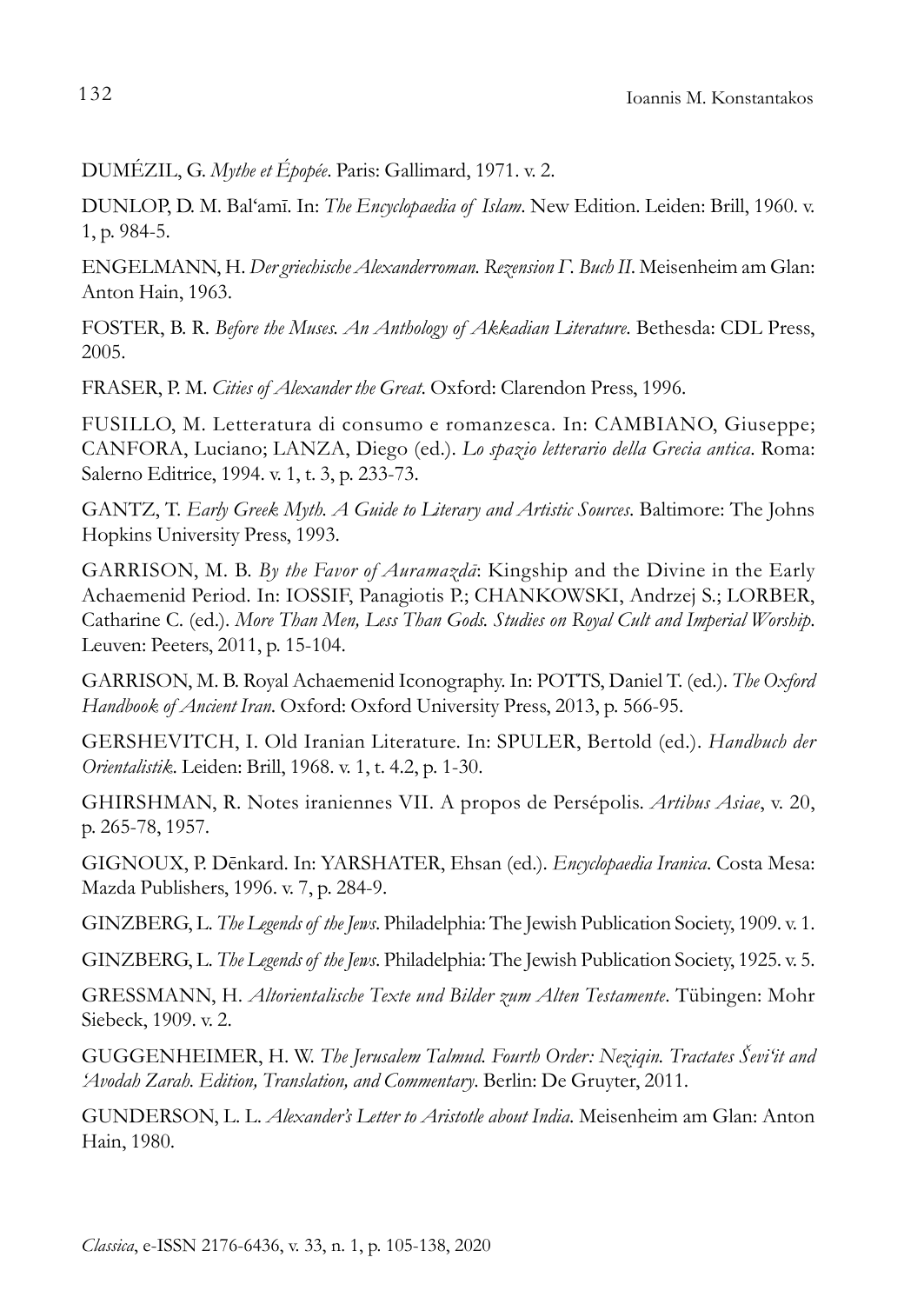DUMÉZIL, G. *Mythe et Épopée*. Paris: Gallimard, 1971. v. 2.

DUNLOP, D. M. Balʿamī. In: *The Encyclopaedia of Islam*. New Edition. Leiden: Brill, 1960. v. 1, p. 984-5.

ENGELMANN, H. *Der griechische Alexanderroman. Rezension Γ. Buch II*. Meisenheim am Glan: Anton Hain, 1963.

FOSTER, B. R. *Before the Muses. An Anthology of Akkadian Literature*. Bethesda: CDL Press, 2005.

FRASER, P. M. *Cities of Alexander the Great*. Oxford: Clarendon Press, 1996.

FUSILLO, M. Letteratura di consumo e romanzesca. In: CAMBIANO, Giuseppe; CANFORA, Luciano; LANZA, Diego (ed.). *Lo spazio letterario della Grecia antica*. Roma: Salerno Editrice, 1994. v. 1, t. 3, p. 233-73.

GANTZ, T. *Early Greek Myth. A Guide to Literary and Artistic Sources*. Baltimore: The Johns Hopkins University Press, 1993.

GARRISON, M. B. *By the Favor of Auramazdā*: Kingship and the Divine in the Early Achaemenid Period. In: IOSSIF, Panagiotis P.; CHANKOWSKI, Andrzej S.; LORBER, Catharine C. (ed.). *More Than Men, Less Than Gods. Studies on Royal Cult and Imperial Worship*. Leuven: Peeters, 2011, p. 15-104.

GARRISON, M. B. Royal Achaemenid Iconography. In: POTTS, Daniel T. (ed.). *The Oxford Handbook of Ancient Iran*. Oxford: Oxford University Press, 2013, p. 566-95.

GERSHEVITCH, I. Old Iranian Literature. In: SPULER, Bertold (ed.). *Handbuch der Orientalistik*. Leiden: Brill, 1968. v. 1, t. 4.2, p. 1-30.

GHIRSHMAN, R. Notes iraniennes VII. A propos de Persépolis. *Artibus Asiae*, v. 20, p. 265-78, 1957.

GIGNOUX, P. Dēnkard. In: YARSHATER, Ehsan (ed.). *Encyclopaedia Iranica*. Costa Mesa: Mazda Publishers, 1996. v. 7, p. 284-9.

GINZBERG, L. *The Legends of the Jews*. Philadelphia: The Jewish Publication Society, 1909. v. 1.

GINZBERG, L. *The Legends of the Jews*. Philadelphia: The Jewish Publication Society, 1925. v. 5.

GRESSMANN, H. *Altorientalische Texte und Bilder zum Alten Testamente*. Tübingen: Mohr Siebeck, 1909. v. 2.

GUGGENHEIMER, H. W. *The Jerusalem Talmud. Fourth Order: Neziqin. Tractates Ševiʿit and ʿAvodah Zarah. Edition, Translation, and Commentary*. Berlin: De Gruyter, 2011.

GUNDERSON, L. L. *Alexander's Letter to Aristotle about India*. Meisenheim am Glan: Anton Hain, 1980.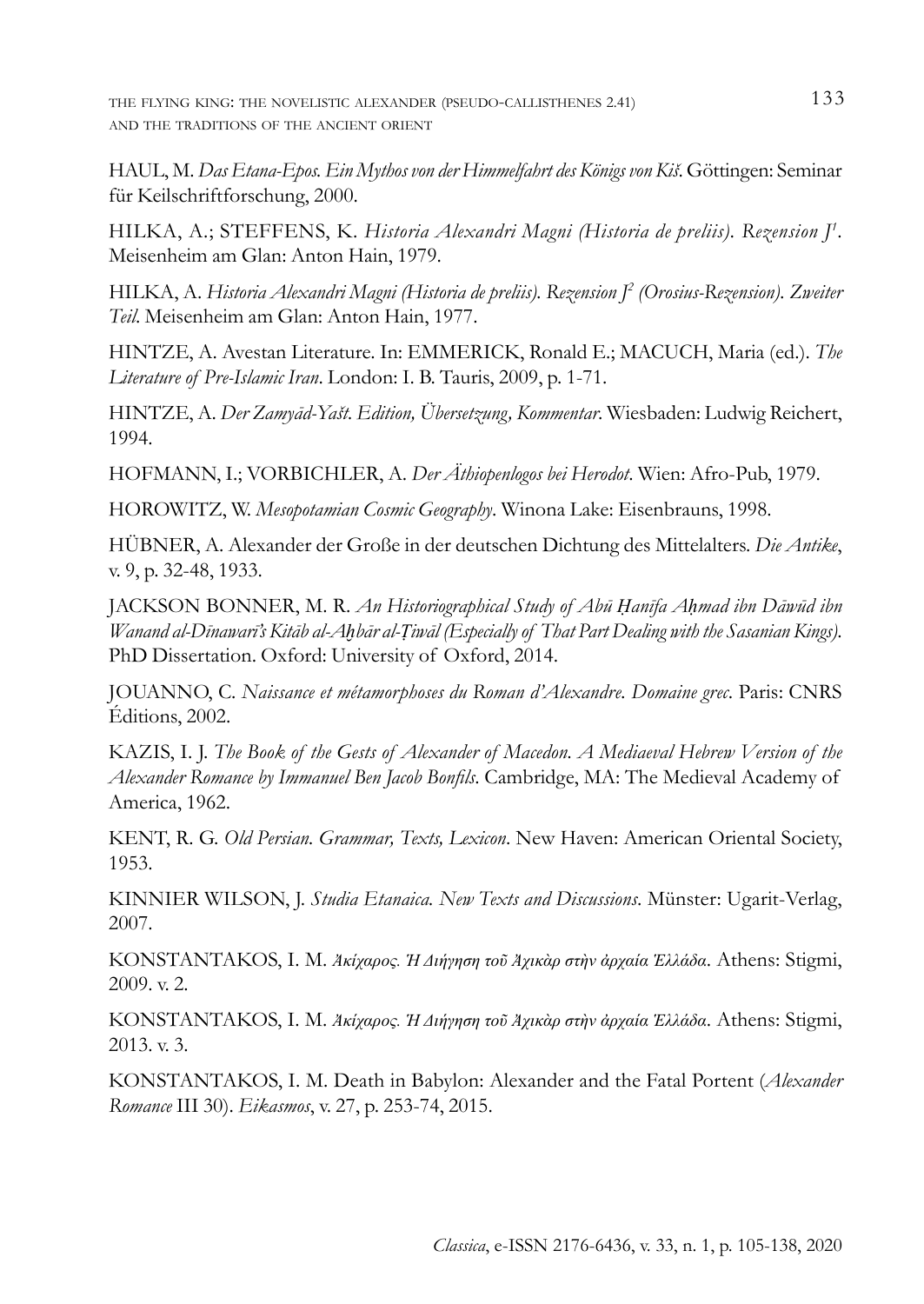HAUL, M. *Das Etana-Epos. Ein Mythos von der Himmelfahrt des Königs von Kiš*. Göttingen: Seminar für Keilschriftforschung, 2000.

HILKA, A.; STEFFENS, K. *Historia Alexandri Magni (Historia de preliis). Rezension J[1]*. Meisenheim am Glan: Anton Hain, 1979.

HILKA, A. *Historia Alexandri Magni (Historia de preliis). Rezension J[2] (Orosius-Rezension). Zweiter Teil*. Meisenheim am Glan: Anton Hain, 1977.

HINTZE, A. Avestan Literature. In: EMMERICK, Ronald E.; MACUCH, Maria (ed.). *The Literature of Pre-Islamic Iran*. London: I. B. Tauris, 2009, p. 1-71.

HINTZE, A. *Der Zamyād-Yašt. Edition, Übersetzung, Kommentar*. Wiesbaden: Ludwig Reichert, 1994.

HOFMANN, I.; VORBICHLER, A. *Der Äthiopenlogos bei Herodot*. Wien: Afro-Pub, 1979.

HOROWITZ, W. *Mesopotamian Cosmic Geography*. Winona Lake: Eisenbrauns, 1998.

HÜBNER, A. Alexander der Große in der deutschen Dichtung des Mittelalters. *Die Antike*, v. 9, p. 32-48, 1933.

JACKSON BONNER, M. R. *An Historiographical Study of Abū Ḥanīfa Aḥmad ibn Dāwūd ibn Wanand al-Dīnawarī's Kitāb al-Aḫbār al-Ṭiwāl (Especially of That Part Dealing with the Sasanian Kings)*. PhD Dissertation. Oxford: University of Oxford, 2014.

JOUANNO, C. *Naissance et métamorphoses du Roman d'Alexandre. Domaine grec*. Paris: CNRS Éditions, 2002.

KAZIS, I. J. *The Book of the Gests of Alexander of Macedon. A Mediaeval Hebrew Version of the Alexander Romance by Immanuel Ben Jacob Bonfils*. Cambridge, MA: The Medieval Academy of America, 1962.

KENT, R. G. *Old Persian. Grammar, Texts, Lexicon*. New Haven: American Oriental Society, 1953.

KINNIER WILSON, J. *Studia Etanaica. New Texts and Discussions*. Münster: Ugarit-Verlag, 2007.

KONSTANTAKOS, I. M. *Ἀκίχαρος. Ἡ Διήγηση τοῦ Ἀχικὰρ στὴν ἀρχαία Ἑλλάδα*. Athens: Stigmi, 2009. v. 2.

KONSTANTAKOS, I. M. *Ἀκίχαρος. Ἡ Διήγηση τοῦ Ἀχικὰρ στὴν ἀρχαία Ἑλλάδα*. Athens: Stigmi, 2013. v. 3.

KONSTANTAKOS, I. M. Death in Babylon: Alexander and the Fatal Portent (*Alexander Romance* III 30). *Eikasmos*, v. 27, p. 253-74, 2015.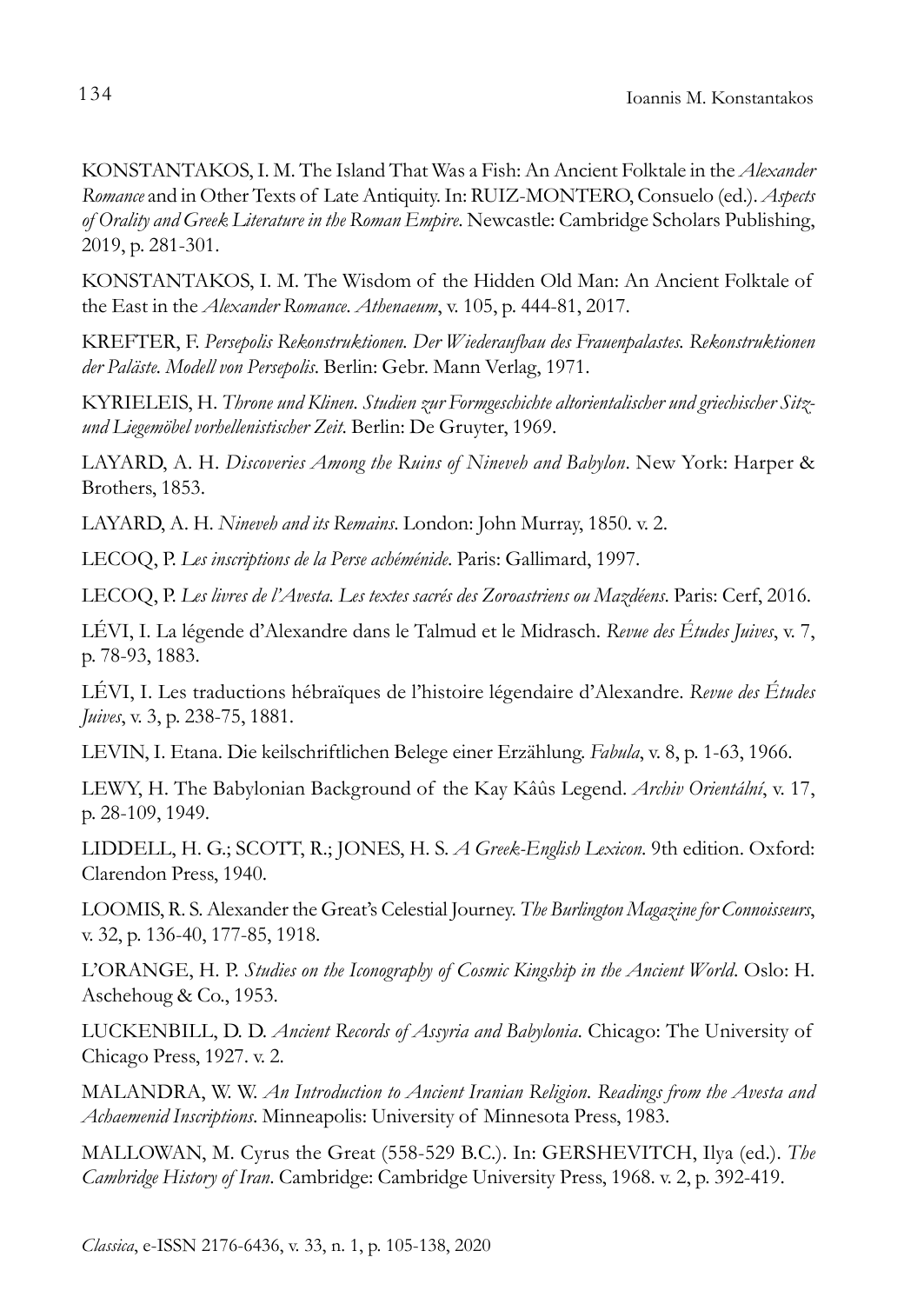KONSTANTAKOS, I. M. The Island That Was a Fish: An Ancient Folktale in the *Alexander Romance* and in Other Texts of Late Antiquity. In: RUIZ-MONTERO, Consuelo (ed.). *Aspects of Orality and Greek Literature in the Roman Empire*. Newcastle: Cambridge Scholars Publishing, 2019, p. 281-301.

KONSTANTAKOS, I. M. The Wisdom of the Hidden Old Man: An Ancient Folktale of the East in the *Alexander Romance*. *Athenaeum*, v. 105, p. 444-81, 2017.

KREFTER, F. *Persepolis Rekonstruktionen. Der Wiederaufbau des Frauenpalastes. Rekonstruktionen der Paläste. Modell von Persepolis*. Berlin: Gebr. Mann Verlag, 1971.

KYRIELEIS, H. *Throne und Klinen. Studien zur Formgeschichte altorientalischer und griechischer Sitz- und Liegemöbel vorhellenistischer Zeit*. Berlin: De Gruyter, 1969.

LAYARD, A. H. *Discoveries Among the Ruins of Nineveh and Babylon*. New York: Harper & Brothers, 1853.

LAYARD, A. H. *Nineveh and its Remains*. London: John Murray, 1850. v. 2.

LECOQ, P. *Les inscriptions de la Perse achéménide*. Paris: Gallimard, 1997.

LECOQ, P. *Les livres de l'Avesta. Les textes sacrés des Zoroastriens ou Mazdéens*. Paris: Cerf, 2016.

LÉVI, I. La légende d'Alexandre dans le Talmud et le Midrasch. *Revue des Études Juives*, v. 7, p. 78-93, 1883.

LÉVI, I. Les traductions hébraïques de l'histoire légendaire d'Alexandre. *Revue des Études Juives*, v. 3, p. 238-75, 1881.

LEVIN, I. Etana. Die keilschriftlichen Belege einer Erzählung. *Fabula*, v. 8, p. 1-63, 1966.

LEWY, H. The Babylonian Background of the Kay Kâûs Legend. *Archiv Orientální*, v. 17, p. 28-109, 1949.

LIDDELL, H. G.; SCOTT, R.; JONES, H. S. *A Greek-English Lexicon*. 9th edition. Oxford: Clarendon Press, 1940.

LOOMIS, R. S. Alexander the Great's Celestial Journey. *The Burlington Magazine for Connoisseurs*, v. 32, p. 136-40, 177-85, 1918.

L'ORANGE, H. P. *Studies on the Iconography of Cosmic Kingship in the Ancient World*. Oslo: H. Aschehoug & Co., 1953.

LUCKENBILL, D. D. *Ancient Records of Assyria and Babylonia*. Chicago: The University of Chicago Press, 1927. v. 2.

MALANDRA, W. W. *An Introduction to Ancient Iranian Religion. Readings from the Avesta and Achaemenid Inscriptions*. Minneapolis: University of Minnesota Press, 1983.

MALLOWAN, M. Cyrus the Great (558-529 B.C.). In: GERSHEVITCH, Ilya (ed.). *The Cambridge History of Iran*. Cambridge: Cambridge University Press, 1968. v. 2, p. 392-419.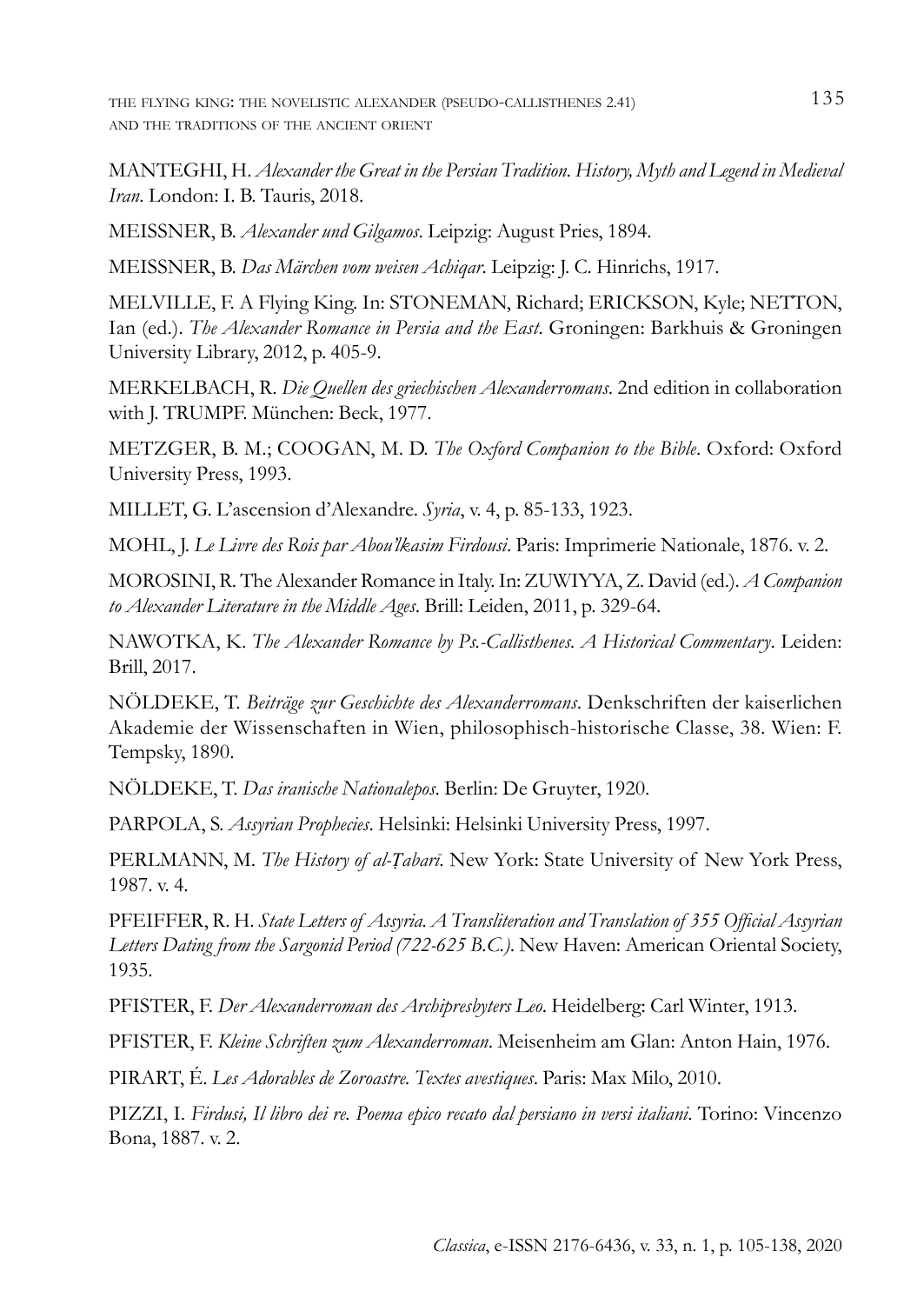MANTEGHI, H. *Alexander the Great in the Persian Tradition. History, Myth and Legend in Medieval Iran*. London: I. B. Tauris, 2018.

MEISSNER, B. *Alexander und Gilgamos*. Leipzig: August Pries, 1894.

MEISSNER, B. *Das Märchen vom weisen Achiqar*. Leipzig: J. C. Hinrichs, 1917.

MELVILLE, F. A Flying King. In: STONEMAN, Richard; ERICKSON, Kyle; NETTON, Ian (ed.). *The Alexander Romance in Persia and the East*. Groningen: Barkhuis & Groningen University Library, 2012, p. 405-9.

MERKELBACH, R. *Die Quellen des griechischen Alexanderromans*. 2nd edition in collaboration with J. TRUMPF. München: Beck, 1977.

METZGER, B. M.; COOGAN, M. D. *The Oxford Companion to the Bible*. Oxford: Oxford University Press, 1993.

MILLET, G. L'ascension d'Alexandre. *Syria*, v. 4, p. 85-133, 1923.

MOHL, J. *Le Livre des Rois par Abou'lkasim Firdousi*. Paris: Imprimerie Nationale, 1876. v. 2.

MOROSINI, R. The Alexander Romance in Italy. In: ZUWIYYA, Z. David (ed.). *A Companion to Alexander Literature in the Middle Ages*. Brill: Leiden, 2011, p. 329-64.

NAWOTKA, K. *The Alexander Romance by Ps.-Callisthenes. A Historical Commentary*. Leiden: Brill, 2017.

NÖLDEKE, T. *Beiträge zur Geschichte des Alexanderromans*. Denkschriften der kaiserlichen Akademie der Wissenschaften in Wien, philosophisch-historische Classe, 38. Wien: F. Tempsky, 1890.

NÖLDEKE, T. *Das iranische Nationalepos*. Berlin: De Gruyter, 1920.

PARPOLA, S. *Assyrian Prophecies*. Helsinki: Helsinki University Press, 1997.

PERLMANN, M. *The History of al-Ṭabarī*. New York: State University of New York Press, 1987. v. 4.

PFEIFFER, R. H. *State Letters of Assyria. A Transliteration and Translation of 355 Official Assyrian Letters Dating from the Sargonid Period (722-625 B.C.)*. New Haven: American Oriental Society, 1935.

PFISTER, F. *Der Alexanderroman des Archipresbyters Leo*. Heidelberg: Carl Winter, 1913.

PFISTER, F. *Kleine Schriften zum Alexanderroman*. Meisenheim am Glan: Anton Hain, 1976.

PIRART, É. *Les Adorables de Zoroastre. Textes avestiques*. Paris: Max Milo, 2010.

PIZZI, I. *Firdusi, Il libro dei re. Poema epico recato dal persiano in versi italiani*. Torino: Vincenzo Bona, 1887. v. 2.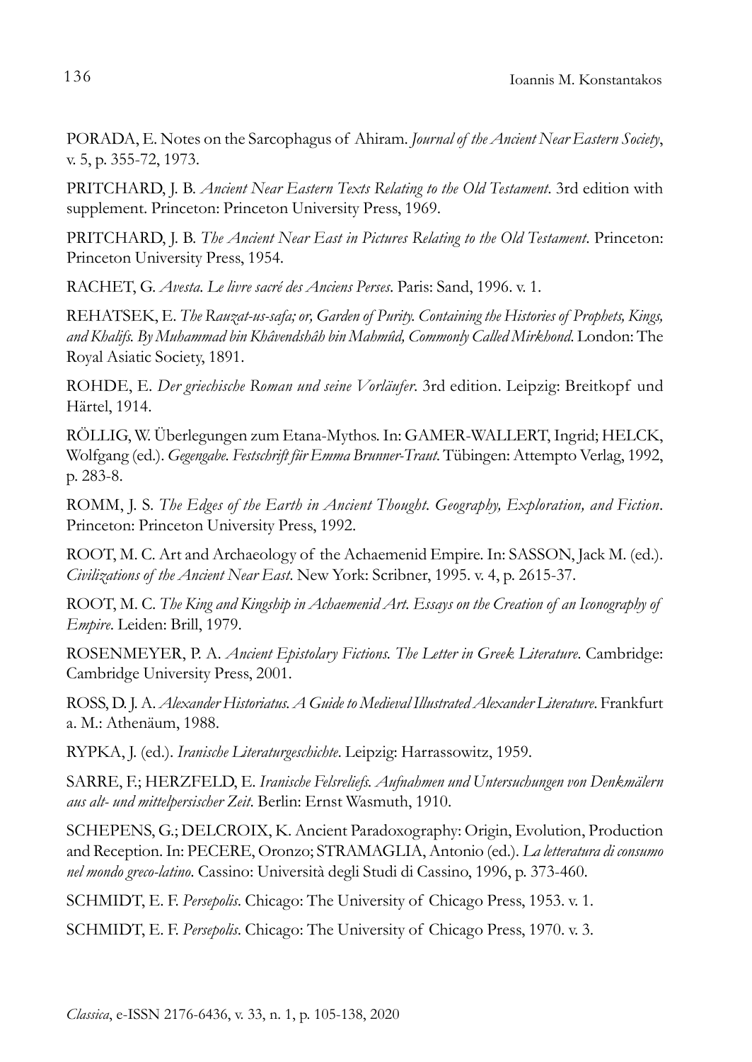PORADA, E. Notes on the Sarcophagus of Ahiram. *Journal of the Ancient Near Eastern Society*, v. 5, p. 355-72, 1973.

PRITCHARD, J. B. *Ancient Near Eastern Texts Relating to the Old Testament*. 3rd edition with supplement. Princeton: Princeton University Press, 1969.

PRITCHARD, J. B. *The Ancient Near East in Pictures Relating to the Old Testament*. Princeton: Princeton University Press, 1954.

RACHET, G. *Avesta. Le livre sacré des Anciens Perses*. Paris: Sand, 1996. v. 1.

REHATSEK, E. *The Rauzat-us-safa; or, Garden of Purity. Containing the Histories of Prophets, Kings, and Khalifs. By Muhammad bin Khâvendshâh bin Mahmûd, Commonly Called Mirkhond*. London: The Royal Asiatic Society, 1891.

ROHDE, E. *Der griechische Roman und seine Vorläufer*. 3rd edition. Leipzig: Breitkopf und Härtel, 1914.

RÖLLIG, W. Überlegungen zum Etana-Mythos. In: GAMER-WALLERT, Ingrid; HELCK, Wolfgang (ed.). *Gegengabe. Festschrift für Emma Brunner-Traut*. Tübingen: Attempto Verlag, 1992, p. 283-8.

ROMM, J. S. *The Edges of the Earth in Ancient Thought. Geography, Exploration, and Fiction*. Princeton: Princeton University Press, 1992.

ROOT, M. C. Art and Archaeology of the Achaemenid Empire. In: SASSON, Jack M. (ed.). *Civilizations of the Ancient Near East*. New York: Scribner, 1995. v. 4, p. 2615-37.

ROOT, M. C. *The King and Kingship in Achaemenid Art. Essays on the Creation of an Iconography of Empire*. Leiden: Brill, 1979.

ROSENMEYER, P. A. *Ancient Epistolary Fictions. The Letter in Greek Literature*. Cambridge: Cambridge University Press, 2001.

ROSS, D. J. A. *Alexander Historiatus. A Guide to Medieval Illustrated Alexander Literature*. Frankfurt a. M.: Athenäum, 1988.

RYPKA, J. (ed.). *Iranische Literaturgeschichte*. Leipzig: Harrassowitz, 1959.

SARRE, F.; HERZFELD, E. *Iranische Felsreliefs. Aufnahmen und Untersuchungen von Denkmälern aus alt- und mittelpersischer Zeit*. Berlin: Ernst Wasmuth, 1910.

SCHEPENS, G.; DELCROIX, K. Ancient Paradoxography: Origin, Evolution, Production and Reception. In: PECERE, Oronzo; STRAMAGLIA, Antonio (ed.). *La letteratura di consumo nel mondo greco-latino*. Cassino: Università degli Studi di Cassino, 1996, p. 373-460.

SCHMIDT, E. F. *Persepolis*. Chicago: The University of Chicago Press, 1953. v. 1.

SCHMIDT, E. F. *Persepolis*. Chicago: The University of Chicago Press, 1970. v. 3.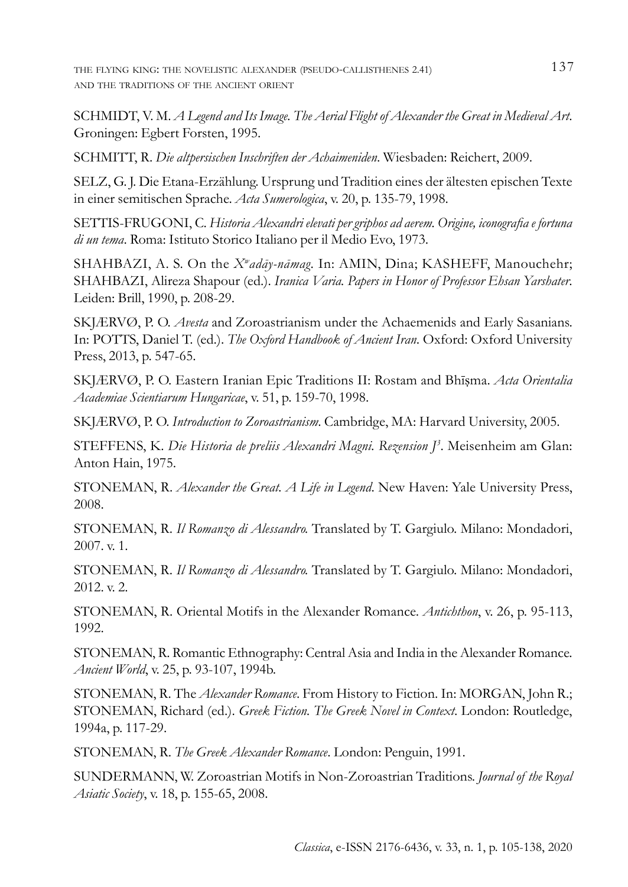SCHMIDT, V. M. *A Legend and Its Image. The Aerial Flight of Alexander the Great in Medieval Art*. Groningen: Egbert Forsten, 1995.

SCHMITT, R. *Die altpersischen Inschriften der Achaimeniden*. Wiesbaden: Reichert, 2009.

SELZ, G. J. Die Etana-Erzählung. Ursprung und Tradition eines der ältesten epischen Texte in einer semitischen Sprache. *Acta Sumerologica*, v. 20, p. 135-79, 1998.

SETTIS-FRUGONI, C. *Historia Alexandri elevati per griphos ad aerem. Origine, iconografia e fortuna di un tema*. Roma: Istituto Storico Italiano per il Medio Evo, 1973.

SHAHBAZI, A. S. On the *X^w^adāy-nāmag*. In: AMIN, Dina; KASHEFF, Manouchehr; SHAHBAZI, Alireza Shapour (ed.). *Iranica Varia. Papers in Honor of Professor Ehsan Yarshater*. Leiden: Brill, 1990, p. 208-29.

SKJÆRVØ, P. O. *Avesta* and Zoroastrianism under the Achaemenids and Early Sasanians. In: POTTS, Daniel T. (ed.). *The Oxford Handbook of Ancient Iran*. Oxford: Oxford University Press, 2013, p. 547-65.

SKJÆRVØ, P. O. Eastern Iranian Epic Traditions II: Rostam and Bhīṣma. *Acta Orientalia Academiae Scientiarum Hungaricae*, v. 51, p. 159-70, 1998.

SKJÆRVØ, P. O. *Introduction to Zoroastrianism*. Cambridge, MA: Harvard University, 2005.

STEFFENS, K. *Die Historia de preliis Alexandri Magni. Rezension J³*. Meisenheim am Glan: Anton Hain, 1975.

STONEMAN, R. *Alexander the Great. A Life in Legend*. New Haven: Yale University Press, 2008.

STONEMAN, R. *Il Romanzo di Alessandro.* Translated by T. Gargiulo. Milano: Mondadori, 2007. v. 1.

STONEMAN, R. *Il Romanzo di Alessandro.* Translated by T. Gargiulo. Milano: Mondadori, 2012. v. 2.

STONEMAN, R. Oriental Motifs in the Alexander Romance. *Antichthon*, v. 26, p. 95-113, 1992.

STONEMAN, R. Romantic Ethnography: Central Asia and India in the Alexander Romance. *Ancient World*, v. 25, p. 93-107, 1994b.

STONEMAN, R. The *Alexander Romance*. From History to Fiction. In: MORGAN, John R.; STONEMAN, Richard (ed.). *Greek Fiction. The Greek Novel in Context*. London: Routledge, 1994a, p. 117-29.

STONEMAN, R. *The Greek Alexander Romance*. London: Penguin, 1991.

SUNDERMANN, W. Zoroastrian Motifs in Non-Zoroastrian Traditions. *Journal of the Royal Asiatic Society*, v. 18, p. 155-65, 2008.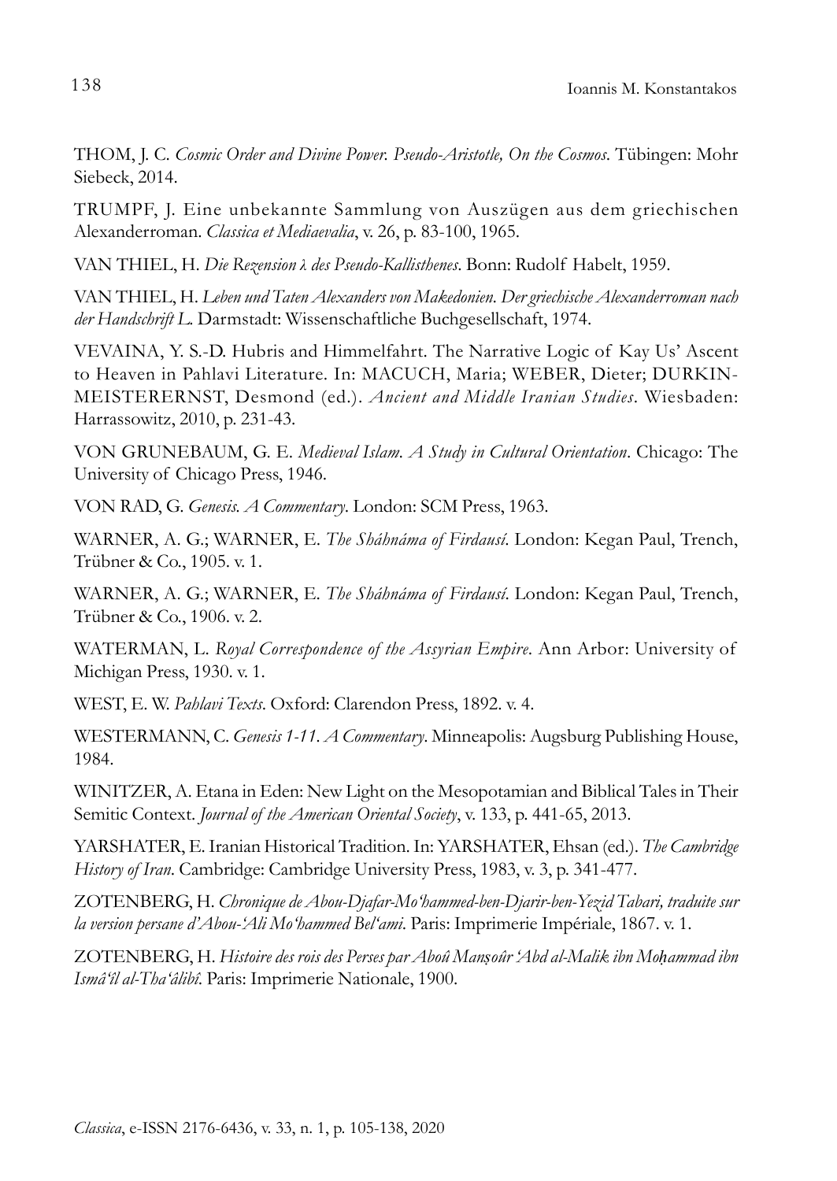THOM, J. C. *Cosmic Order and Divine Power. Pseudo-Aristotle, On the Cosmos*. Tübingen: Mohr Siebeck, 2014.

TRUMPF, J. Eine unbekannte Sammlung von Auszügen aus dem griechischen Alexanderroman. *Classica et Mediaevalia*, v. 26, p. 83-100, 1965.

VAN THIEL, H. *Die Rezension λ des Pseudo-Kallisthenes*. Bonn: Rudolf Habelt, 1959.

VAN THIEL, H. *Leben und Taten Alexanders von Makedonien. Der griechische Alexanderroman nach der Handschrift L*. Darmstadt: Wissenschaftliche Buchgesellschaft, 1974.

VEVAINA, Y. S.-D. Hubris and Himmelfahrt. The Narrative Logic of Kay Us' Ascent to Heaven in Pahlavi Literature. In: MACUCH, Maria; WEBER, Dieter; DURKIN-MEISTERERNST, Desmond (ed.). *Ancient and Middle Iranian Studies*. Wiesbaden: Harrassowitz, 2010, p. 231-43.

VON GRUNEBAUM, G. E. *Medieval Islam. A Study in Cultural Orientation*. Chicago: The University of Chicago Press, 1946.

VON RAD, G. *Genesis. A Commentary*. London: SCM Press, 1963.

WARNER, A. G.; WARNER, E. *The Sháhnáma of Firdausí*. London: Kegan Paul, Trench, Trübner & Co., 1905. v. 1.

WARNER, A. G.; WARNER, E. *The Sháhnáma of Firdausí*. London: Kegan Paul, Trench, Trübner & Co., 1906. v. 2.

WATERMAN, L. *Royal Correspondence of the Assyrian Empire*. Ann Arbor: University of Michigan Press, 1930. v. 1.

WEST, E. W. *Pahlavi Texts*. Oxford: Clarendon Press, 1892. v. 4.

WESTERMANN, C. *Genesis 1-11. A Commentary*. Minneapolis: Augsburg Publishing House, 1984.

WINITZER, A. Etana in Eden: New Light on the Mesopotamian and Biblical Tales in Their Semitic Context. *Journal of the American Oriental Society*, v. 133, p. 441-65, 2013.

YARSHATER, E. Iranian Historical Tradition. In: YARSHATER, Ehsan (ed.). *The Cambridge History of Iran*. Cambridge: Cambridge University Press, 1983, v. 3, p. 341-477.

ZOTENBERG, H. *Chronique de Abou-Djafar-Mo'hammed-ben-Djarir-ben-Yezid Tabari, traduite sur la version persane d'Abou-'Ali Mo'hammed Bel'ami*. Paris: Imprimerie Impériale, 1867. v. 1.

ZOTENBERG, H. *Histoire des rois des Perses par Aboû Manṣoûr 'Abd al-Malik ibn Moḥammad ibn Ismâ'îl al-Tha'âlibî*. Paris: Imprimerie Nationale, 1900.